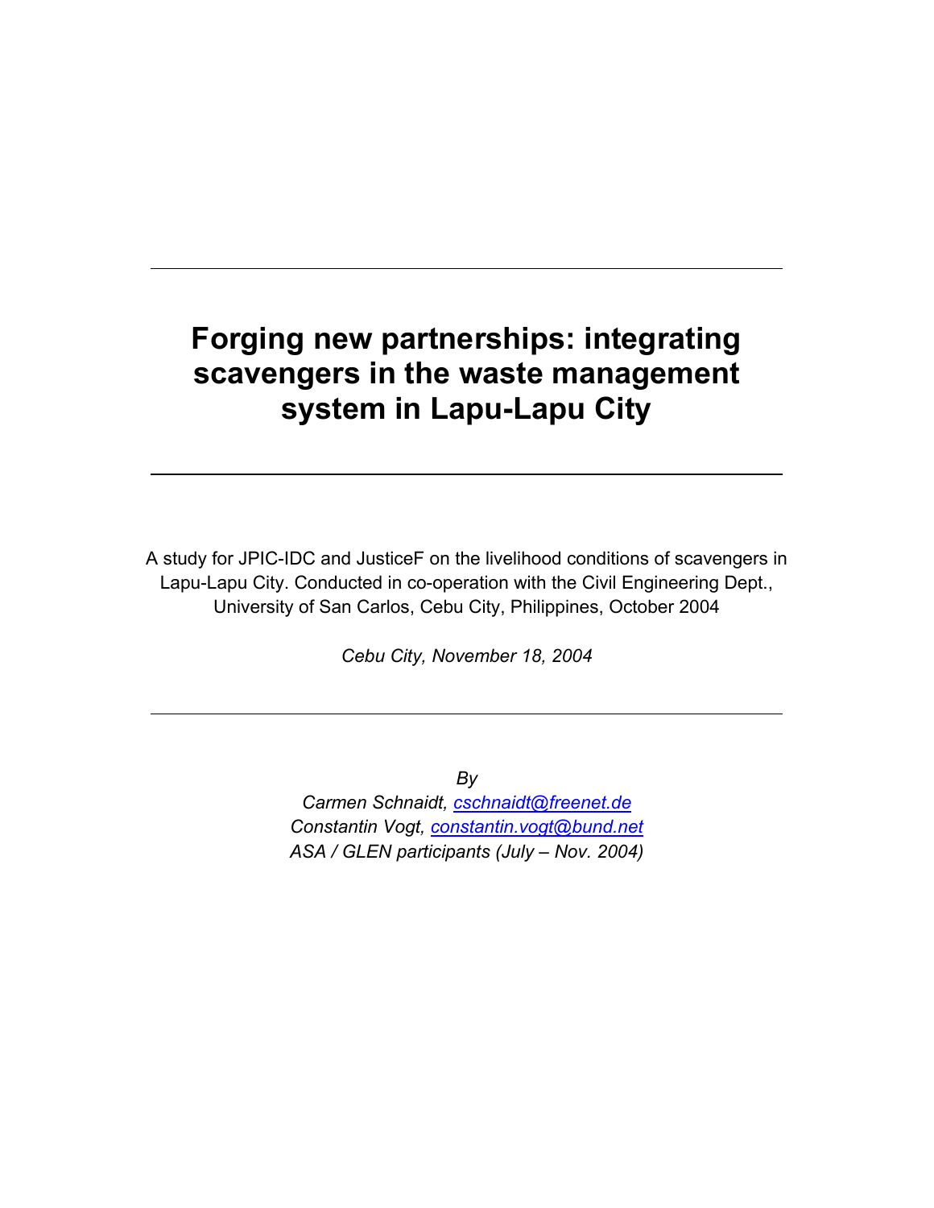---

# Forging new partnerships: integrating scavengers in the waste management system in Lapu-Lapu City

---

A study for JPIC-IDC and JusticeF on the livelihood conditions of scavengers in Lapu-Lapu City. Conducted in co-operation with the Civil Engineering Dept., University of San Carlos, Cebu City, Philippines, October 2004

*Cebu City, November 18, 2004*

---

*By*

*Carmen Schnaidt, cschnaidt@freenet.de*

*Constantin Vogt, constantin.vogt@bund.net*

*ASA / GLEN participants (July – Nov. 2004)*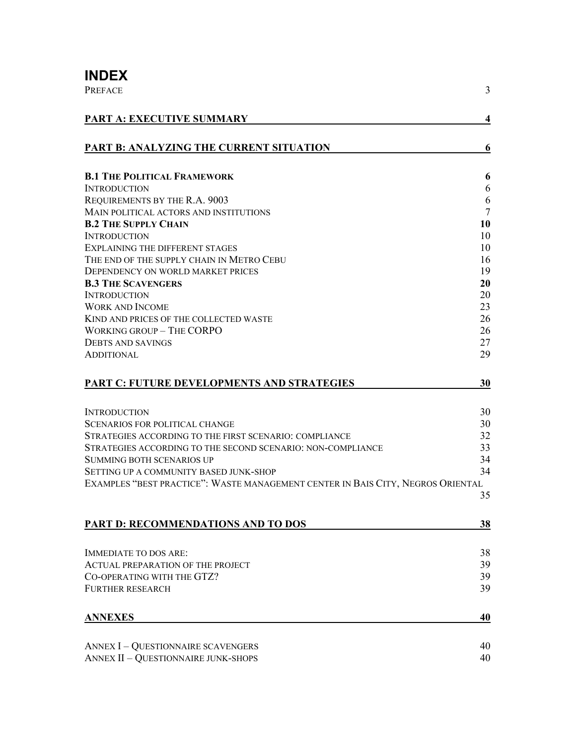# INDEX

| | |
|---|---|
| PREFACE | 3 |
| **PART A: EXECUTIVE SUMMARY** | **4** |
| **PART B: ANALYZING THE CURRENT SITUATION** | **6** |
| **B.1 THE POLITICAL FRAMEWORK** | **6** |
| INTRODUCTION | 6 |
| REQUIREMENTS BY THE R.A. 9003 | 6 |
| MAIN POLITICAL ACTORS AND INSTITUTIONS | 7 |
| **B.2 THE SUPPLY CHAIN** | **10** |
| INTRODUCTION | 10 |
| EXPLAINING THE DIFFERENT STAGES | 10 |
| THE END OF THE SUPPLY CHAIN IN METRO CEBU | 16 |
| DEPENDENCY ON WORLD MARKET PRICES | 19 |
| **B.3 THE SCAVENGERS** | **20** |
| INTRODUCTION | 20 |
| WORK AND INCOME | 23 |
| KIND AND PRICES OF THE COLLECTED WASTE | 26 |
| WORKING GROUP – THE CORPO | 26 |
| DEBTS AND SAVINGS | 27 |
| ADDITIONAL | 29 |
| **PART C: FUTURE DEVELOPMENTS AND STRATEGIES** | **30** |
| INTRODUCTION | 30 |
| SCENARIOS FOR POLITICAL CHANGE | 30 |
| STRATEGIES ACCORDING TO THE FIRST SCENARIO: COMPLIANCE | 32 |
| STRATEGIES ACCORDING TO THE SECOND SCENARIO: NON-COMPLIANCE | 33 |
| SUMMING BOTH SCENARIOS UP | 34 |
| SETTING UP A COMMUNITY BASED JUNK-SHOP | 34 |
| EXAMPLES "BEST PRACTICE": WASTE MANAGEMENT CENTER IN BAIS CITY, NEGROS ORIENTAL | 35 |
| **PART D: RECOMMENDATIONS AND TO DOS** | **38** |
| IMMEDIATE TO DOS ARE: | 38 |
| ACTUAL PREPARATION OF THE PROJECT | 39 |
| CO-OPERATING WITH THE GTZ? | 39 |
| FURTHER RESEARCH | 39 |
| **ANNEXES** | **40** |
| ANNEX I – QUESTIONNAIRE SCAVENGERS | 40 |
| ANNEX II – QUESTIONNAIRE JUNK-SHOPS | 40 |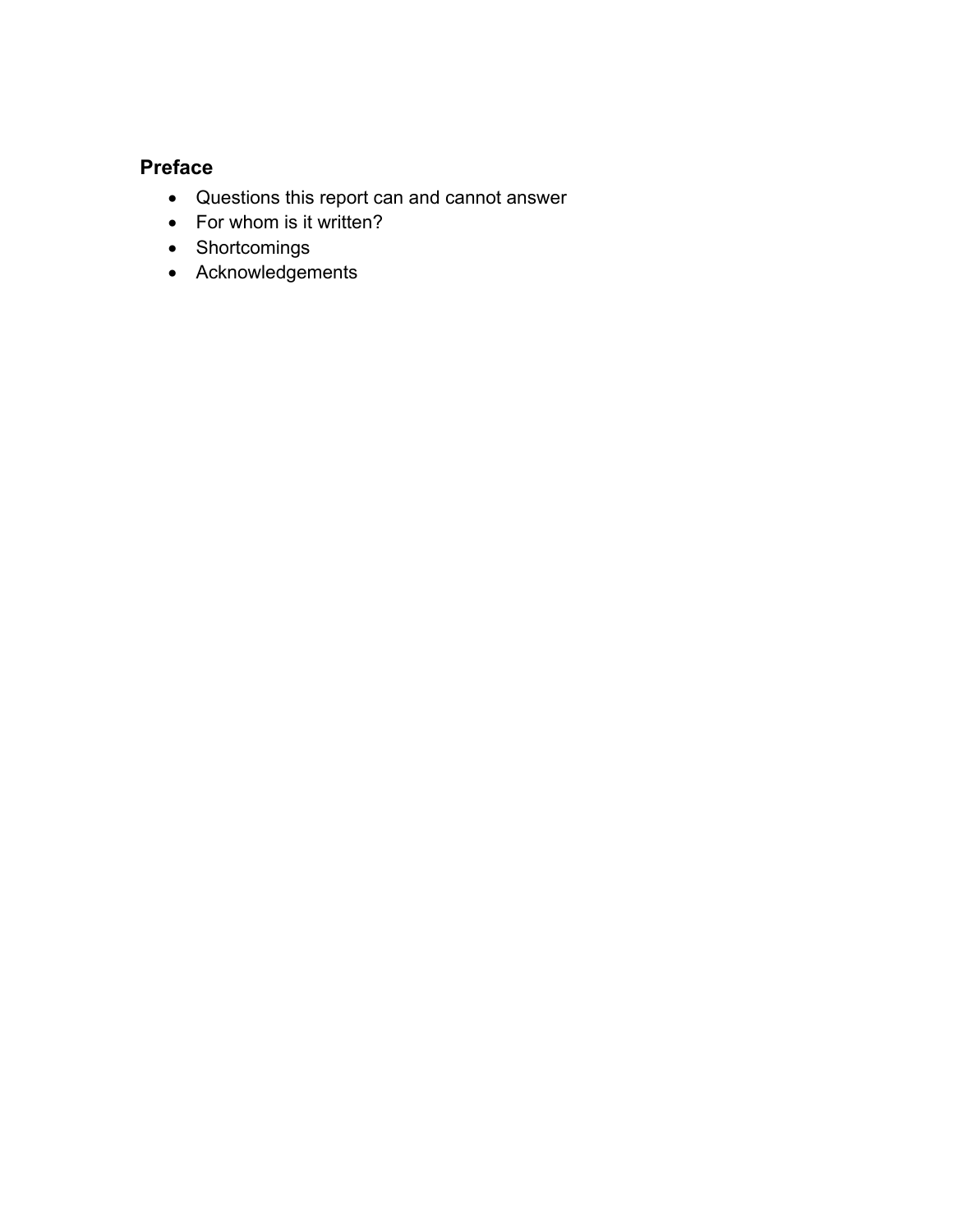## Preface

- Questions this report can and cannot answer
- For whom is it written?
- Shortcomings
- Acknowledgements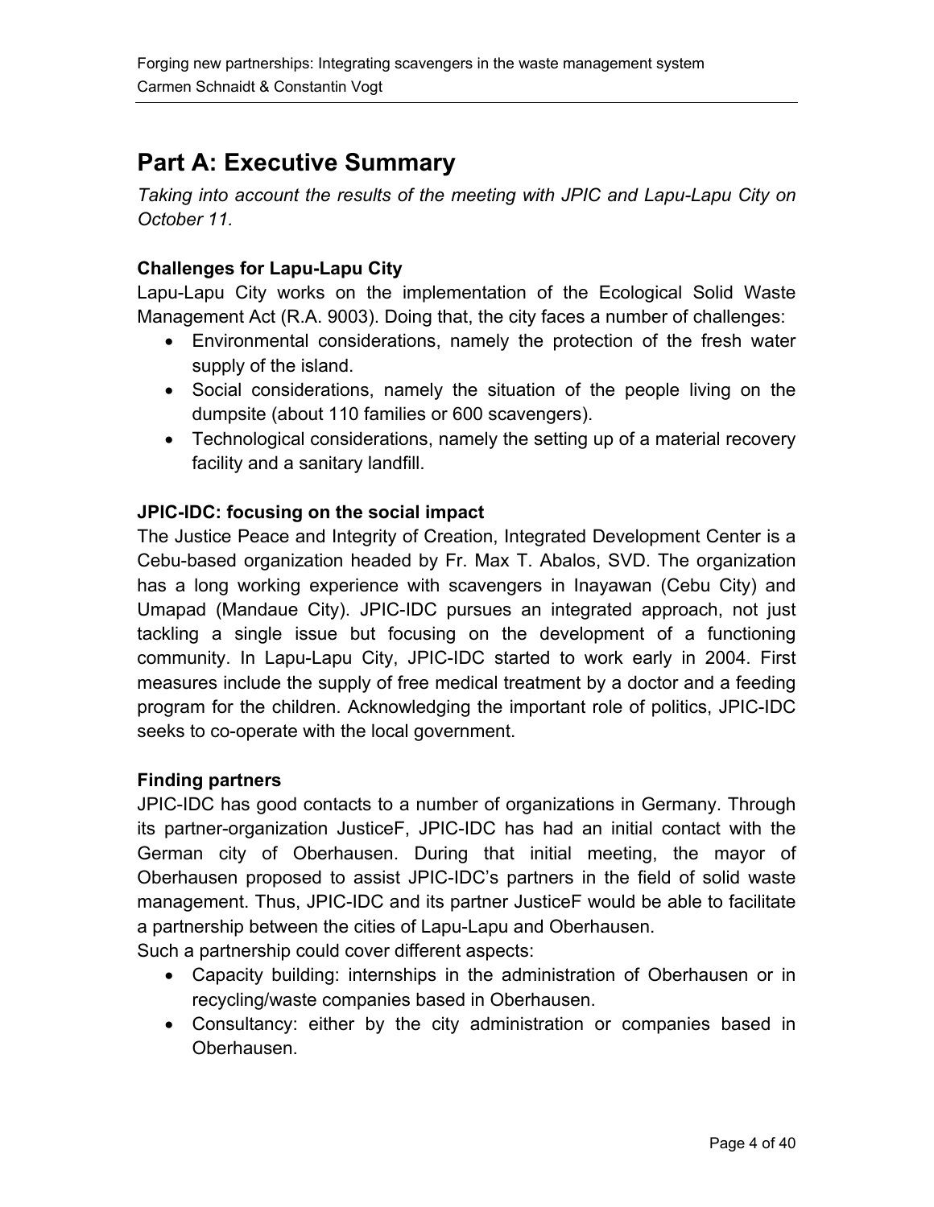# Part A: Executive Summary

*Taking into account the results of the meeting with JPIC and Lapu-Lapu City on October 11.*

### Challenges for Lapu-Lapu City

Lapu-Lapu City works on the implementation of the Ecological Solid Waste Management Act (R.A. 9003). Doing that, the city faces a number of challenges:

- Environmental considerations, namely the protection of the fresh water supply of the island.
- Social considerations, namely the situation of the people living on the dumpsite (about 110 families or 600 scavengers).
- Technological considerations, namely the setting up of a material recovery facility and a sanitary landfill.

### JPIC-IDC: focusing on the social impact

The Justice Peace and Integrity of Creation, Integrated Development Center is a Cebu-based organization headed by Fr. Max T. Abalos, SVD. The organization has a long working experience with scavengers in Inayawan (Cebu City) and Umapad (Mandaue City). JPIC-IDC pursues an integrated approach, not just tackling a single issue but focusing on the development of a functioning community. In Lapu-Lapu City, JPIC-IDC started to work early in 2004. First measures include the supply of free medical treatment by a doctor and a feeding program for the children. Acknowledging the important role of politics, JPIC-IDC seeks to co-operate with the local government.

### Finding partners

JPIC-IDC has good contacts to a number of organizations in Germany. Through its partner-organization JusticeF, JPIC-IDC has had an initial contact with the German city of Oberhausen. During that initial meeting, the mayor of Oberhausen proposed to assist JPIC-IDC's partners in the field of solid waste management. Thus, JPIC-IDC and its partner JusticeF would be able to facilitate a partnership between the cities of Lapu-Lapu and Oberhausen.

Such a partnership could cover different aspects:

- Capacity building: internships in the administration of Oberhausen or in recycling/waste companies based in Oberhausen.
- Consultancy: either by the city administration or companies based in Oberhausen.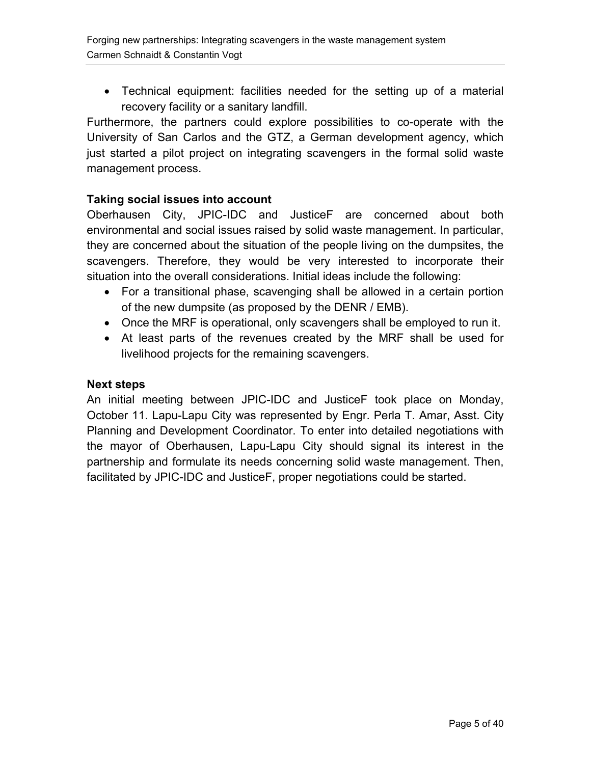- Technical equipment: facilities needed for the setting up of a material recovery facility or a sanitary landfill.

Furthermore, the partners could explore possibilities to co-operate with the University of San Carlos and the GTZ, a German development agency, which just started a pilot project on integrating scavengers in the formal solid waste management process.

### Taking social issues into account

Oberhausen City, JPIC-IDC and JusticeF are concerned about both environmental and social issues raised by solid waste management. In particular, they are concerned about the situation of the people living on the dumpsites, the scavengers. Therefore, they would be very interested to incorporate their situation into the overall considerations. Initial ideas include the following:

- For a transitional phase, scavenging shall be allowed in a certain portion of the new dumpsite (as proposed by the DENR / EMB).
- Once the MRF is operational, only scavengers shall be employed to run it.
- At least parts of the revenues created by the MRF shall be used for livelihood projects for the remaining scavengers.

### Next steps

An initial meeting between JPIC-IDC and JusticeF took place on Monday, October 11. Lapu-Lapu City was represented by Engr. Perla T. Amar, Asst. City Planning and Development Coordinator. To enter into detailed negotiations with the mayor of Oberhausen, Lapu-Lapu City should signal its interest in the partnership and formulate its needs concerning solid waste management. Then, facilitated by JPIC-IDC and JusticeF, proper negotiations could be started.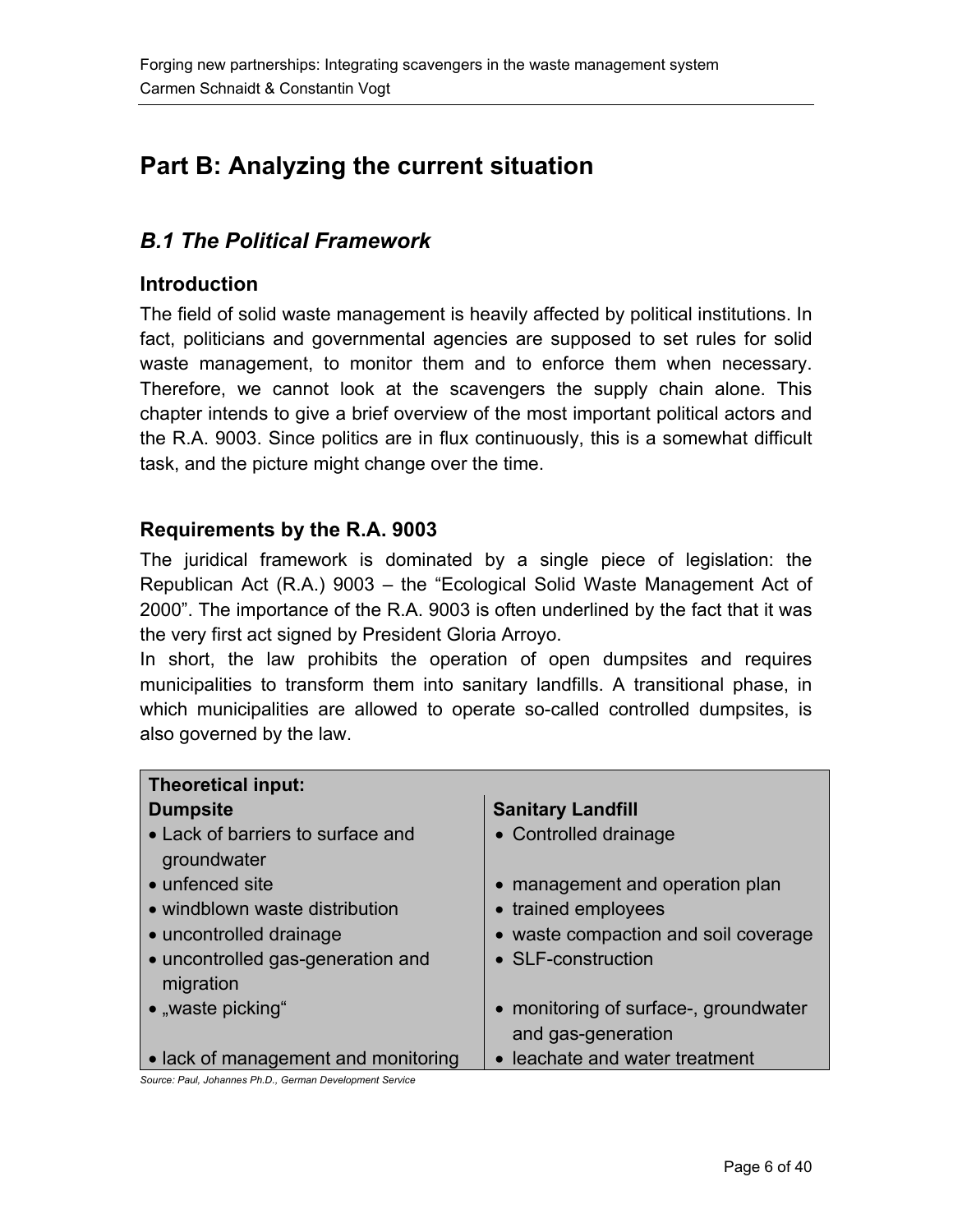# Part B: Analyzing the current situation

## *B.1 The Political Framework*

### Introduction

The field of solid waste management is heavily affected by political institutions. In fact, politicians and governmental agencies are supposed to set rules for solid waste management, to monitor them and to enforce them when necessary. Therefore, we cannot look at the scavengers the supply chain alone. This chapter intends to give a brief overview of the most important political actors and the R.A. 9003. Since politics are in flux continuously, this is a somewhat difficult task, and the picture might change over the time.

### Requirements by the R.A. 9003

The juridical framework is dominated by a single piece of legislation: the Republican Act (R.A.) 9003 – the "Ecological Solid Waste Management Act of 2000". The importance of the R.A. 9003 is often underlined by the fact that it was the very first act signed by President Gloria Arroyo.

In short, the law prohibits the operation of open dumpsites and requires municipalities to transform them into sanitary landfills. A transitional phase, in which municipalities are allowed to operate so-called controlled dumpsites, is also governed by the law.

**Theoretical input:**

| **Dumpsite** | **Sanitary Landfill** |
|---|---|
| • Lack of barriers to surface and groundwater | • Controlled drainage |
| • unfenced site | • management and operation plan |
| • windblown waste distribution | • trained employees |
| • uncontrolled drainage | • waste compaction and soil coverage |
| • uncontrolled gas-generation and migration | • SLF-construction |
| • „waste picking" | • monitoring of surface-, groundwater and gas-generation |
| • lack of management and monitoring | • leachate and water treatment |

*Source: Paul, Johannes Ph.D., German Development Service*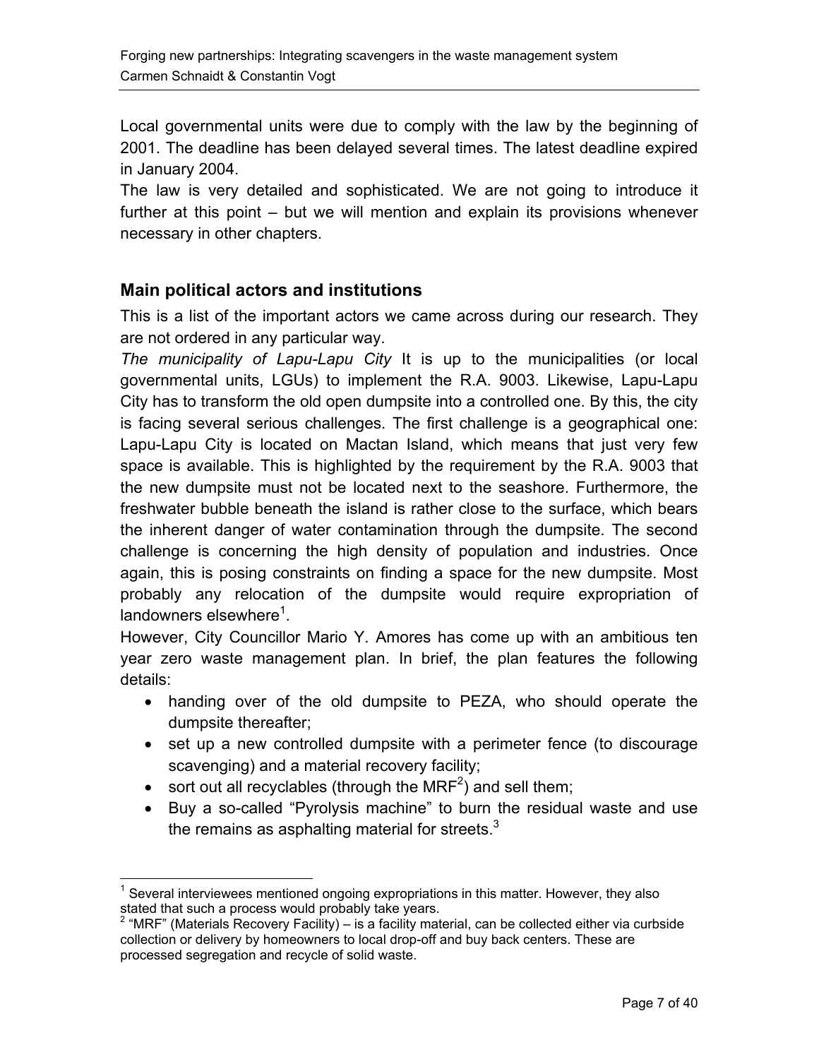Local governmental units were due to comply with the law by the beginning of 2001. The deadline has been delayed several times. The latest deadline expired in January 2004.

The law is very detailed and sophisticated. We are not going to introduce it further at this point – but we will mention and explain its provisions whenever necessary in other chapters.

## Main political actors and institutions

This is a list of the important actors we came across during our research. They are not ordered in any particular way.

*The municipality of Lapu-Lapu City* It is up to the municipalities (or local governmental units, LGUs) to implement the R.A. 9003. Likewise, Lapu-Lapu City has to transform the old open dumpsite into a controlled one. By this, the city is facing several serious challenges. The first challenge is a geographical one: Lapu-Lapu City is located on Mactan Island, which means that just very few space is available. This is highlighted by the requirement by the R.A. 9003 that the new dumpsite must not be located next to the seashore. Furthermore, the freshwater bubble beneath the island is rather close to the surface, which bears the inherent danger of water contamination through the dumpsite. The second challenge is concerning the high density of population and industries. Once again, this is posing constraints on finding a space for the new dumpsite. Most probably any relocation of the dumpsite would require expropriation of landowners elsewhere[1].

However, City Councillor Mario Y. Amores has come up with an ambitious ten year zero waste management plan. In brief, the plan features the following details:

- handing over of the old dumpsite to PEZA, who should operate the dumpsite thereafter;
- set up a new controlled dumpsite with a perimeter fence (to discourage scavenging) and a material recovery facility;
- sort out all recyclables (through the MRF[2]) and sell them;
- Buy a so-called "Pyrolysis machine" to burn the residual waste and use the remains as asphalting material for streets.[3]

---

[1] Several interviewees mentioned ongoing expropriations in this matter. However, they also stated that such a process would probably take years.

[2] "MRF" (Materials Recovery Facility) – is a facility material, can be collected either via curbside collection or delivery by homeowners to local drop-off and buy back centers. These are processed segregation and recycle of solid waste.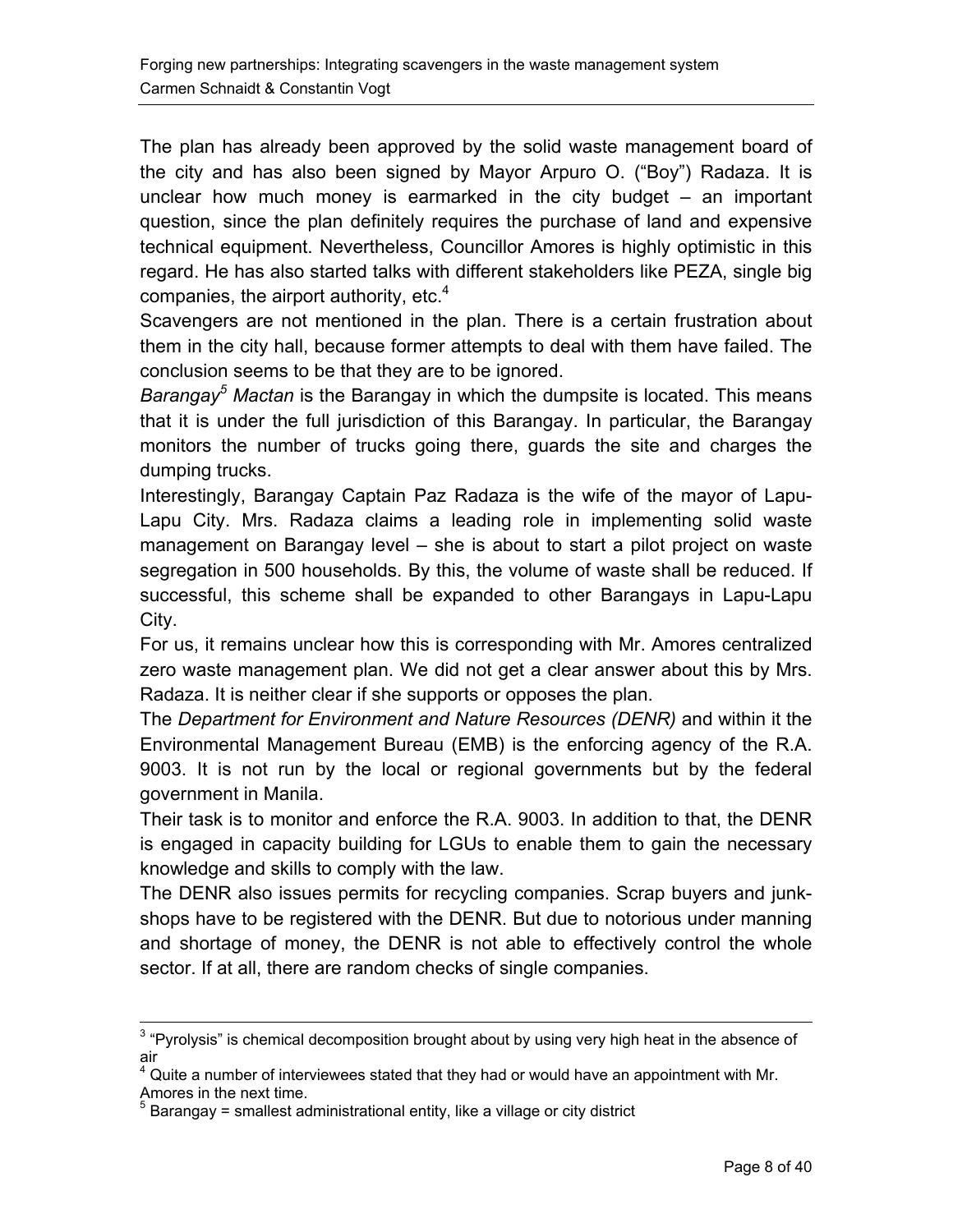The plan has already been approved by the solid waste management board of the city and has also been signed by Mayor Arpuro O. ("Boy") Radaza. It is unclear how much money is earmarked in the city budget – an important question, since the plan definitely requires the purchase of land and expensive technical equipment. Nevertheless, Councillor Amores is highly optimistic in this regard. He has also started talks with different stakeholders like PEZA, single big companies, the airport authority, etc.[4]

Scavengers are not mentioned in the plan. There is a certain frustration about them in the city hall, because former attempts to deal with them have failed. The conclusion seems to be that they are to be ignored.

*Barangay[5] Mactan* is the Barangay in which the dumpsite is located. This means that it is under the full jurisdiction of this Barangay. In particular, the Barangay monitors the number of trucks going there, guards the site and charges the dumping trucks.

Interestingly, Barangay Captain Paz Radaza is the wife of the mayor of Lapu-Lapu City. Mrs. Radaza claims a leading role in implementing solid waste management on Barangay level – she is about to start a pilot project on waste segregation in 500 households. By this, the volume of waste shall be reduced. If successful, this scheme shall be expanded to other Barangays in Lapu-Lapu City.

For us, it remains unclear how this is corresponding with Mr. Amores centralized zero waste management plan. We did not get a clear answer about this by Mrs. Radaza. It is neither clear if she supports or opposes the plan.

The *Department for Environment and Nature Resources (DENR)* and within it the Environmental Management Bureau (EMB) is the enforcing agency of the R.A. 9003. It is not run by the local or regional governments but by the federal government in Manila.

Their task is to monitor and enforce the R.A. 9003. In addition to that, the DENR is engaged in capacity building for LGUs to enable them to gain the necessary knowledge and skills to comply with the law.

The DENR also issues permits for recycling companies. Scrap buyers and junk-shops have to be registered with the DENR. But due to notorious under manning and shortage of money, the DENR is not able to effectively control the whole sector. If at all, there are random checks of single companies.

---

[3] "Pyrolysis" is chemical decomposition brought about by using very high heat in the absence of air

[4] Quite a number of interviewees stated that they had or would have an appointment with Mr. Amores in the next time.

[5] Barangay = smallest administrational entity, like a village or city district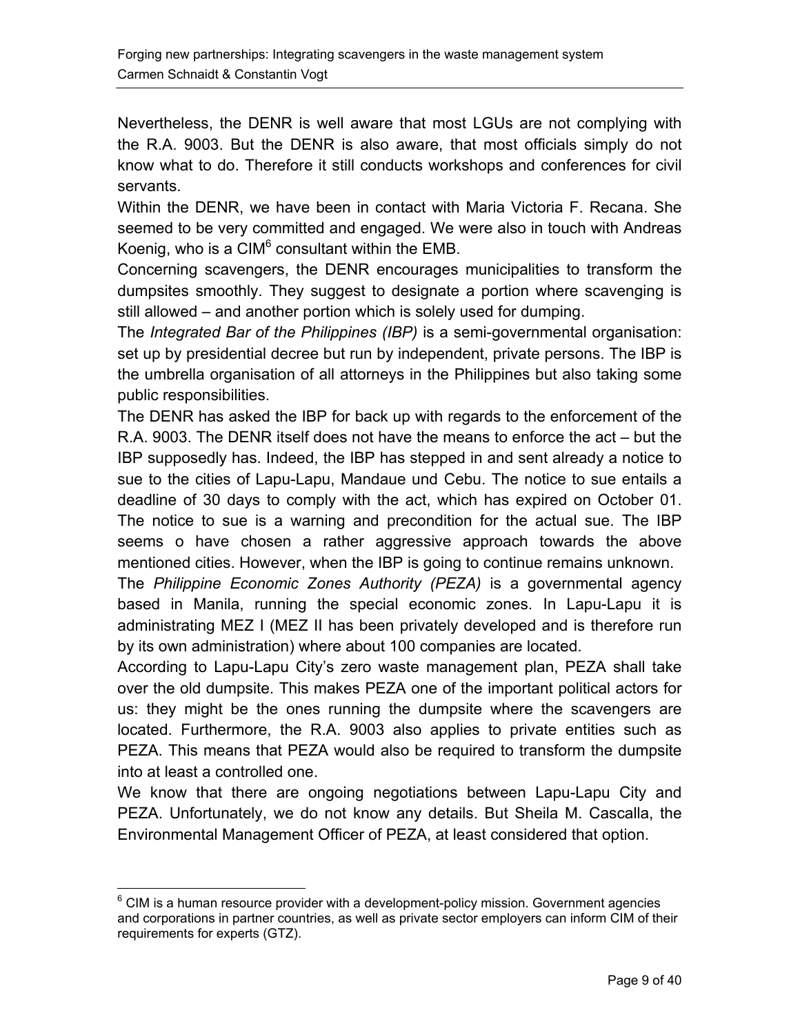Nevertheless, the DENR is well aware that most LGUs are not complying with the R.A. 9003. But the DENR is also aware, that most officials simply do not know what to do. Therefore it still conducts workshops and conferences for civil servants.

Within the DENR, we have been in contact with Maria Victoria F. Recana. She seemed to be very committed and engaged. We were also in touch with Andreas Koenig, who is a CIM[6] consultant within the EMB.

Concerning scavengers, the DENR encourages municipalities to transform the dumpsites smoothly. They suggest to designate a portion where scavenging is still allowed – and another portion which is solely used for dumping.

The *Integrated Bar of the Philippines (IBP)* is a semi-governmental organisation: set up by presidential decree but run by independent, private persons. The IBP is the umbrella organisation of all attorneys in the Philippines but also taking some public responsibilities.

The DENR has asked the IBP for back up with regards to the enforcement of the R.A. 9003. The DENR itself does not have the means to enforce the act – but the IBP supposedly has. Indeed, the IBP has stepped in and sent already a notice to sue to the cities of Lapu-Lapu, Mandaue und Cebu. The notice to sue entails a deadline of 30 days to comply with the act, which has expired on October 01. The notice to sue is a warning and precondition for the actual sue. The IBP seems o have chosen a rather aggressive approach towards the above mentioned cities. However, when the IBP is going to continue remains unknown.

The *Philippine Economic Zones Authority (PEZA)* is a governmental agency based in Manila, running the special economic zones. In Lapu-Lapu it is administrating MEZ I (MEZ II has been privately developed and is therefore run by its own administration) where about 100 companies are located.

According to Lapu-Lapu City's zero waste management plan, PEZA shall take over the old dumpsite. This makes PEZA one of the important political actors for us: they might be the ones running the dumpsite where the scavengers are located. Furthermore, the R.A. 9003 also applies to private entities such as PEZA. This means that PEZA would also be required to transform the dumpsite into at least a controlled one.

We know that there are ongoing negotiations between Lapu-Lapu City and PEZA. Unfortunately, we do not know any details. But Sheila M. Cascalla, the Environmental Management Officer of PEZA, at least considered that option.

---

[6] CIM is a human resource provider with a development-policy mission. Government agencies and corporations in partner countries, as well as private sector employers can inform CIM of their requirements for experts (GTZ).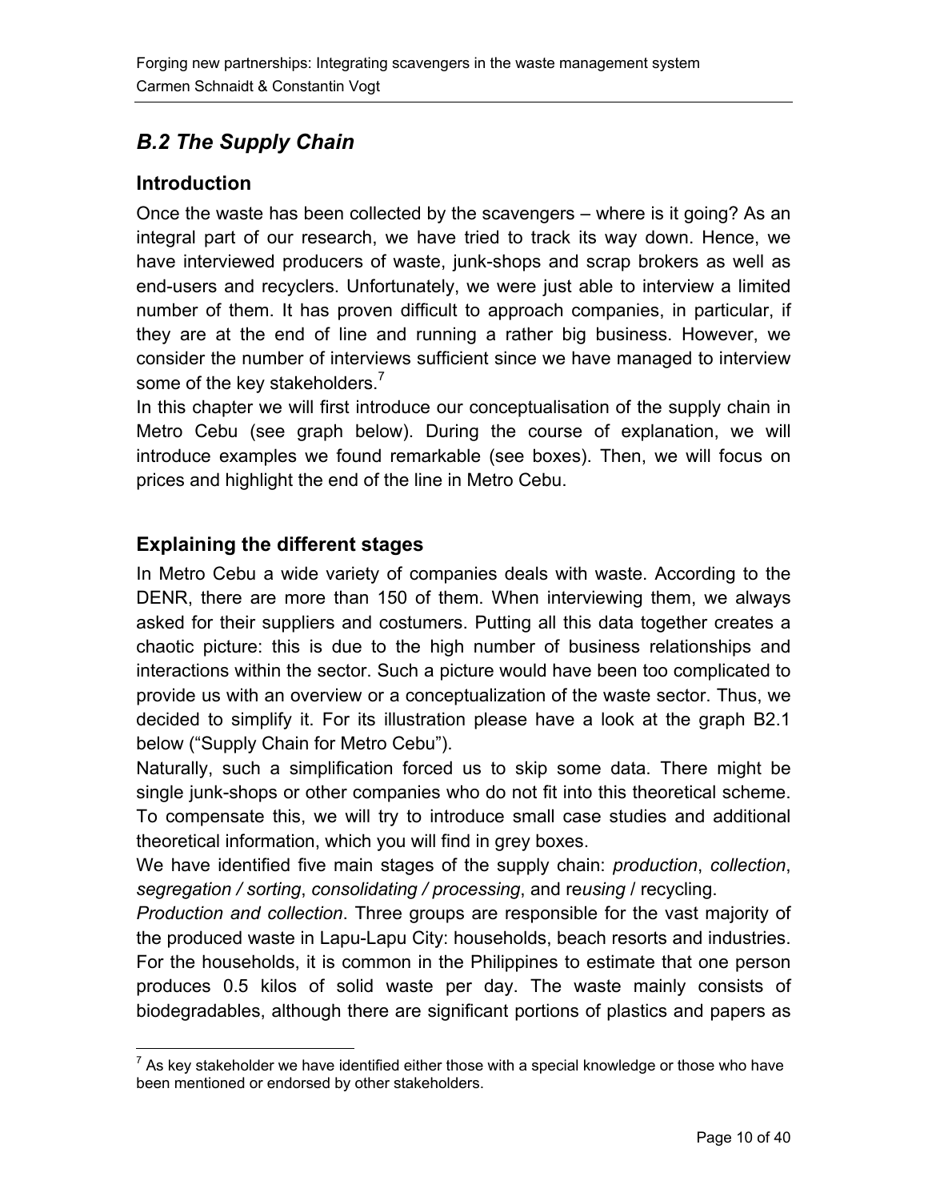## *B.2 The Supply Chain*

### Introduction

Once the waste has been collected by the scavengers – where is it going? As an integral part of our research, we have tried to track its way down. Hence, we have interviewed producers of waste, junk-shops and scrap brokers as well as end-users and recyclers. Unfortunately, we were just able to interview a limited number of them. It has proven difficult to approach companies, in particular, if they are at the end of line and running a rather big business. However, we consider the number of interviews sufficient since we have managed to interview some of the key stakeholders.[7]

In this chapter we will first introduce our conceptualisation of the supply chain in Metro Cebu (see graph below). During the course of explanation, we will introduce examples we found remarkable (see boxes). Then, we will focus on prices and highlight the end of the line in Metro Cebu.

### Explaining the different stages

In Metro Cebu a wide variety of companies deals with waste. According to the DENR, there are more than 150 of them. When interviewing them, we always asked for their suppliers and costumers. Putting all this data together creates a chaotic picture: this is due to the high number of business relationships and interactions within the sector. Such a picture would have been too complicated to provide us with an overview or a conceptualization of the waste sector. Thus, we decided to simplify it. For its illustration please have a look at the graph B2.1 below ("Supply Chain for Metro Cebu").

Naturally, such a simplification forced us to skip some data. There might be single junk-shops or other companies who do not fit into this theoretical scheme. To compensate this, we will try to introduce small case studies and additional theoretical information, which you will find in grey boxes.

We have identified five main stages of the supply chain: *production*, *collection*, *segregation / sorting*, *consolidating / processing*, and re*using* / recycling.

*Production and collection*. Three groups are responsible for the vast majority of the produced waste in Lapu-Lapu City: households, beach resorts and industries. For the households, it is common in the Philippines to estimate that one person produces 0.5 kilos of solid waste per day. The waste mainly consists of biodegradables, although there are significant portions of plastics and papers as

---

[7] As key stakeholder we have identified either those with a special knowledge or those who have been mentioned or endorsed by other stakeholders.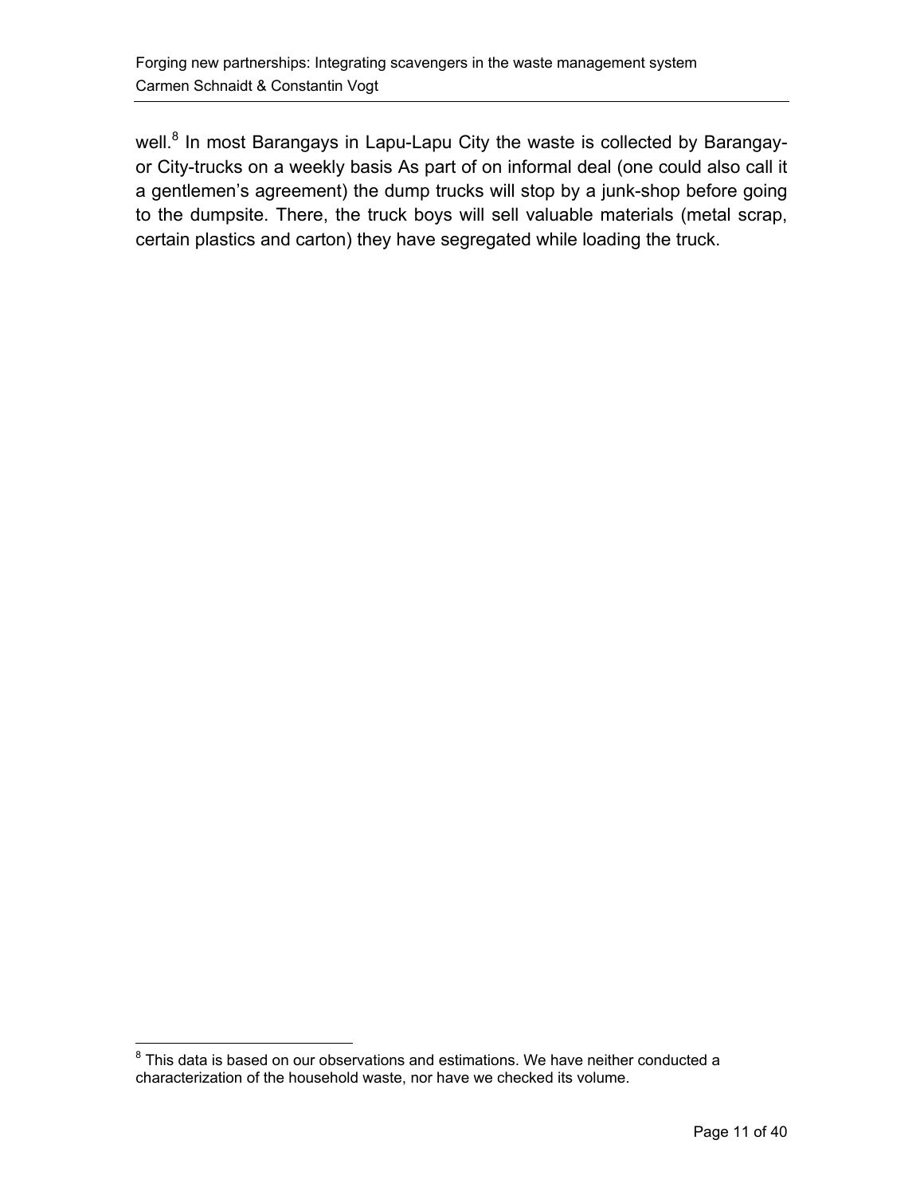well.[8] In most Barangays in Lapu-Lapu City the waste is collected by Barangay- or City-trucks on a weekly basis As part of on informal deal (one could also call it a gentlemen's agreement) the dump trucks will stop by a junk-shop before going to the dumpsite. There, the truck boys will sell valuable materials (metal scrap, certain plastics and carton) they have segregated while loading the truck.

[8] This data is based on our observations and estimations. We have neither conducted a characterization of the household waste, nor have we checked its volume.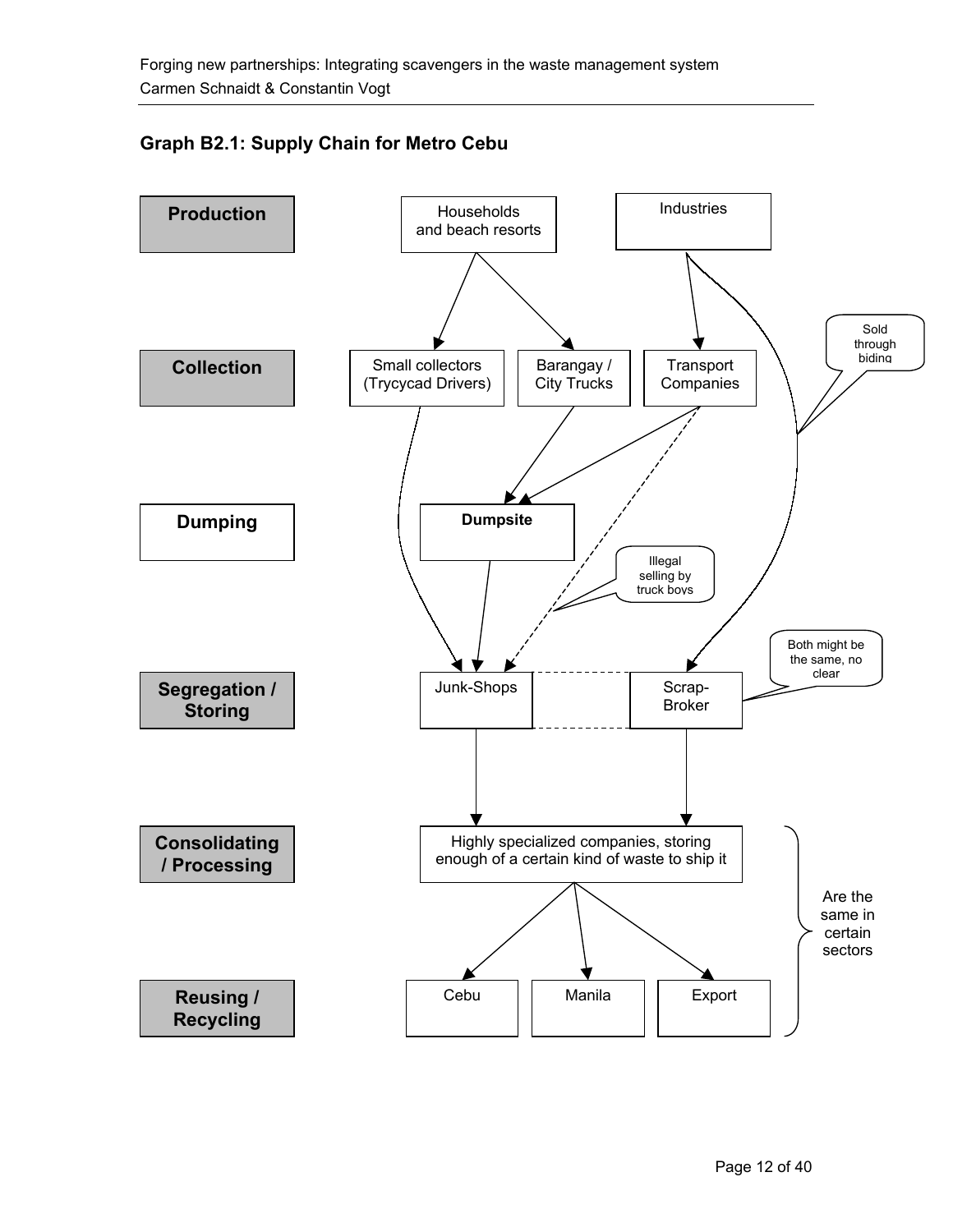### Graph B2.1: Supply Chain for Metro Cebu

| Stage | | | |
|---|---|---|---|
| **Production** | Households and beach resorts | | Industries |
| **Collection** | Small collectors (Trycycad Drivers) | Barangay / City Trucks | Transport Companies |
| **Dumping** | Dumpsite | | |
| **Segregation / Storing** | Junk-Shops | | Scrap-Broker |
| **Consolidating / Processing** | Highly specialized companies, storing enough of a certain kind of waste to ship it | | |
| **Reusing / Recycling** | Cebu | Manila | Export |

Flows:

- Households and beach resorts → Small collectors (Trycycad Drivers)
- Households and beach resorts → Barangay / City Trucks
- Industries → Transport Companies
- Industries → Scrap-Broker (Sold through biding)
- Small collectors (Trycycad Drivers) → Junk-Shops
- Barangay / City Trucks → Dumpsite
- Transport Companies → Dumpsite
- Transport Companies → Junk-Shops (dashed: Illegal selling by truck boys)
- Dumpsite → Junk-Shops
- Junk-Shops - - - Scrap-Broker (dashed: Both might be the same, no clear)
- Junk-Shops → Highly specialized companies, storing enough of a certain kind of waste to ship it
- Scrap-Broker → Highly specialized companies, storing enough of a certain kind of waste to ship it
- Highly specialized companies, storing enough of a certain kind of waste to ship it → Cebu, Manila, Export

Consolidating / Processing and Reusing / Recycling: Are the same in certain sectors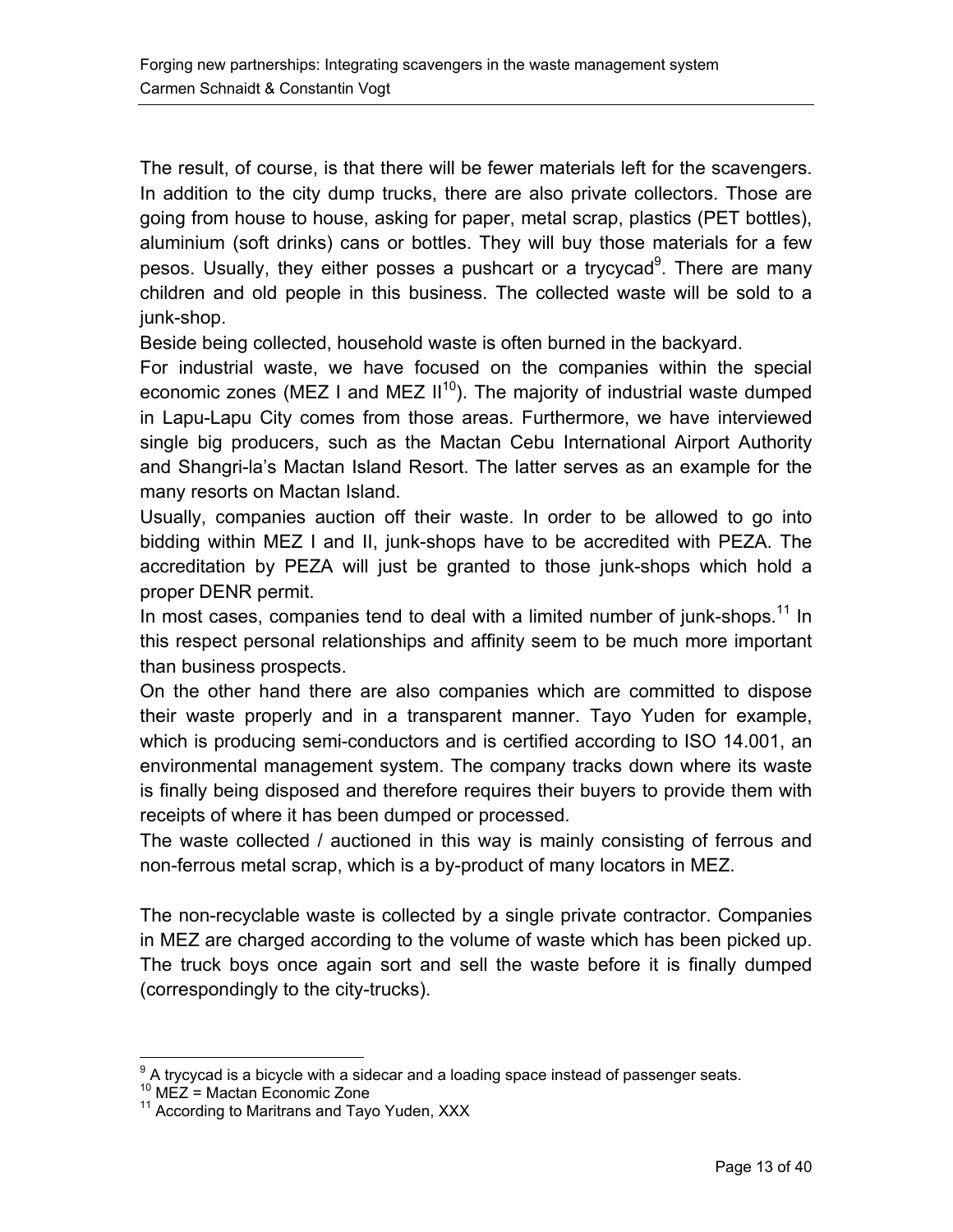The result, of course, is that there will be fewer materials left for the scavengers. In addition to the city dump trucks, there are also private collectors. Those are going from house to house, asking for paper, metal scrap, plastics (PET bottles), aluminium (soft drinks) cans or bottles. They will buy those materials for a few pesos. Usually, they either posses a pushcart or a trycycad[9]. There are many children and old people in this business. The collected waste will be sold to a junk-shop.

Beside being collected, household waste is often burned in the backyard.

For industrial waste, we have focused on the companies within the special economic zones (MEZ I and MEZ II[10]). The majority of industrial waste dumped in Lapu-Lapu City comes from those areas. Furthermore, we have interviewed single big producers, such as the Mactan Cebu International Airport Authority and Shangri-la's Mactan Island Resort. The latter serves as an example for the many resorts on Mactan Island.

Usually, companies auction off their waste. In order to be allowed to go into bidding within MEZ I and II, junk-shops have to be accredited with PEZA. The accreditation by PEZA will just be granted to those junk-shops which hold a proper DENR permit.

In most cases, companies tend to deal with a limited number of junk-shops.[11] In this respect personal relationships and affinity seem to be much more important than business prospects.

On the other hand there are also companies which are committed to dispose their waste properly and in a transparent manner. Tayo Yuden for example, which is producing semi-conductors and is certified according to ISO 14.001, an environmental management system. The company tracks down where its waste is finally being disposed and therefore requires their buyers to provide them with receipts of where it has been dumped or processed.

The waste collected / auctioned in this way is mainly consisting of ferrous and non-ferrous metal scrap, which is a by-product of many locators in MEZ.

The non-recyclable waste is collected by a single private contractor. Companies in MEZ are charged according to the volume of waste which has been picked up. The truck boys once again sort and sell the waste before it is finally dumped (correspondingly to the city-trucks).

---

[9] A trycycad is a bicycle with a sidecar and a loading space instead of passenger seats.

[10] MEZ = Mactan Economic Zone

[11] According to Maritrans and Tayo Yuden, XXX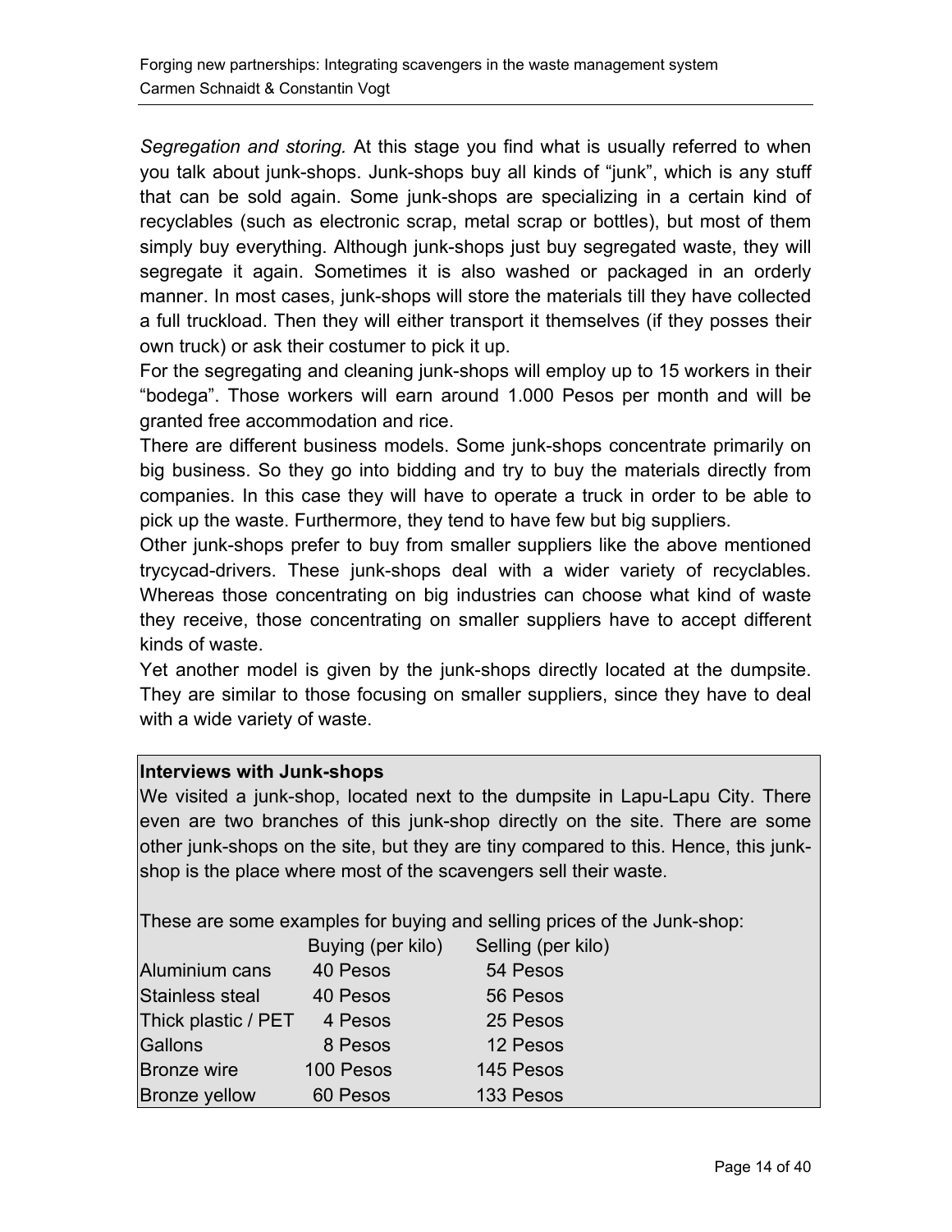*Segregation and storing.* At this stage you find what is usually referred to when you talk about junk-shops. Junk-shops buy all kinds of “junk”, which is any stuff that can be sold again. Some junk-shops are specializing in a certain kind of recyclables (such as electronic scrap, metal scrap or bottles), but most of them simply buy everything. Although junk-shops just buy segregated waste, they will segregate it again. Sometimes it is also washed or packaged in an orderly manner. In most cases, junk-shops will store the materials till they have collected a full truckload. Then they will either transport it themselves (if they posses their own truck) or ask their costumer to pick it up.

For the segregating and cleaning junk-shops will employ up to 15 workers in their “bodega”. Those workers will earn around 1.000 Pesos per month and will be granted free accommodation and rice.

There are different business models. Some junk-shops concentrate primarily on big business. So they go into bidding and try to buy the materials directly from companies. In this case they will have to operate a truck in order to be able to pick up the waste. Furthermore, they tend to have few but big suppliers.

Other junk-shops prefer to buy from smaller suppliers like the above mentioned trycycad-drivers. These junk-shops deal with a wider variety of recyclables. Whereas those concentrating on big industries can choose what kind of waste they receive, those concentrating on smaller suppliers have to accept different kinds of waste.

Yet another model is given by the junk-shops directly located at the dumpsite. They are similar to those focusing on smaller suppliers, since they have to deal with a wide variety of waste.

**Interviews with Junk-shops**

We visited a junk-shop, located next to the dumpsite in Lapu-Lapu City. There even are two branches of this junk-shop directly on the site. There are some other junk-shops on the site, but they are tiny compared to this. Hence, this junk-shop is the place where most of the scavengers sell their waste.

These are some examples for buying and selling prices of the Junk-shop:

| | Buying (per kilo) | Selling (per kilo) |
|---|---|---|
| Aluminium cans | 40 Pesos | 54 Pesos |
| Stainless steal | 40 Pesos | 56 Pesos |
| Thick plastic / PET | 4 Pesos | 25 Pesos |
| Gallons | 8 Pesos | 12 Pesos |
| Bronze wire | 100 Pesos | 145 Pesos |
| Bronze yellow | 60 Pesos | 133 Pesos |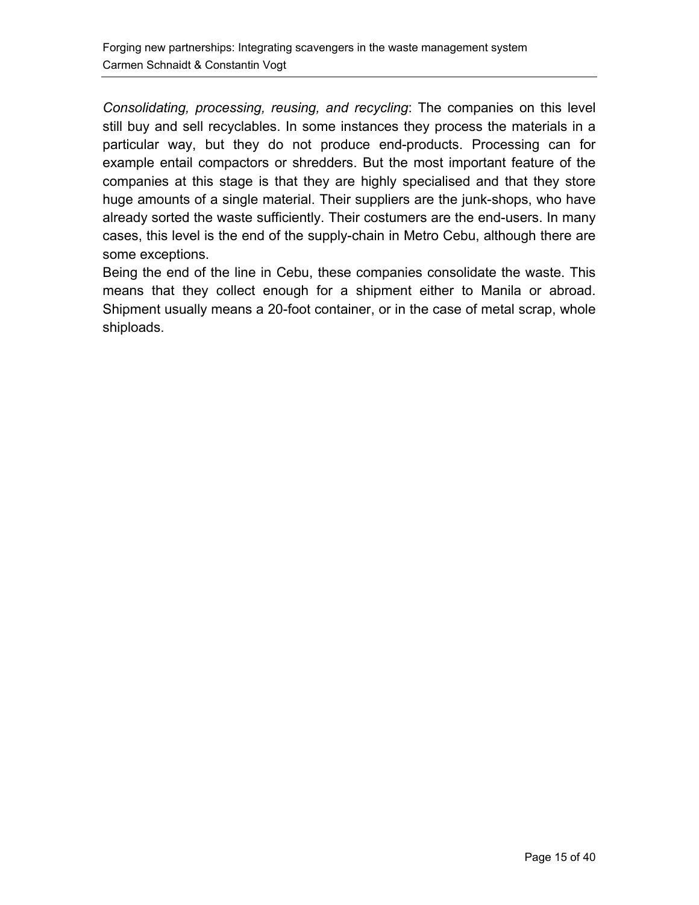*Consolidating, processing, reusing, and recycling*: The companies on this level still buy and sell recyclables. In some instances they process the materials in a particular way, but they do not produce end-products. Processing can for example entail compactors or shredders. But the most important feature of the companies at this stage is that they are highly specialised and that they store huge amounts of a single material. Their suppliers are the junk-shops, who have already sorted the waste sufficiently. Their costumers are the end-users. In many cases, this level is the end of the supply-chain in Metro Cebu, although there are some exceptions.

Being the end of the line in Cebu, these companies consolidate the waste. This means that they collect enough for a shipment either to Manila or abroad. Shipment usually means a 20-foot container, or in the case of metal scrap, whole shiploads.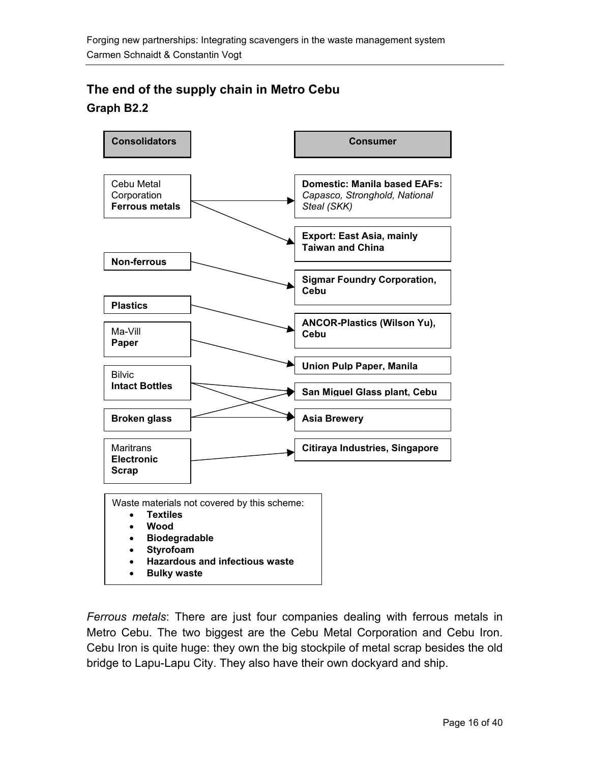## The end of the supply chain in Metro Cebu

### Graph B2.2

| Consolidators | Consumer |
|---|---|
| Cebu Metal Corporation **Ferrous metals** | **Domestic: Manila based EAFs:** *Capasco, Stronghold, National Steal (SKK)* |
| Cebu Metal Corporation **Ferrous metals** | **Export: East Asia, mainly Taiwan and China** |
| **Non-ferrous** | **Sigmar Foundry Corporation, Cebu** |
| **Plastics** | **ANCOR-Plastics (Wilson Yu), Cebu** |
| Ma-Vill **Paper** | **Union Pulp Paper, Manila** |
| Bilvic **Intact Bottles** | **San Miguel Glass plant, Cebu** |
| Bilvic **Intact Bottles** | **Asia Brewery** |
| **Broken glass** | **San Miguel Glass plant, Cebu** |
| **Broken glass** | **Asia Brewery** |
| Maritrans **Electronic Scrap** | **Citiraya Industries, Singapore** |

Waste materials not covered by this scheme:

- **Textiles**
- **Wood**
- **Biodegradable**
- **Styrofoam**
- **Hazardous and infectious waste**
- **Bulky waste**

*Ferrous metals*: There are just four companies dealing with ferrous metals in Metro Cebu. The two biggest are the Cebu Metal Corporation and Cebu Iron. Cebu Iron is quite huge: they own the big stockpile of metal scrap besides the old bridge to Lapu-Lapu City. They also have their own dockyard and ship.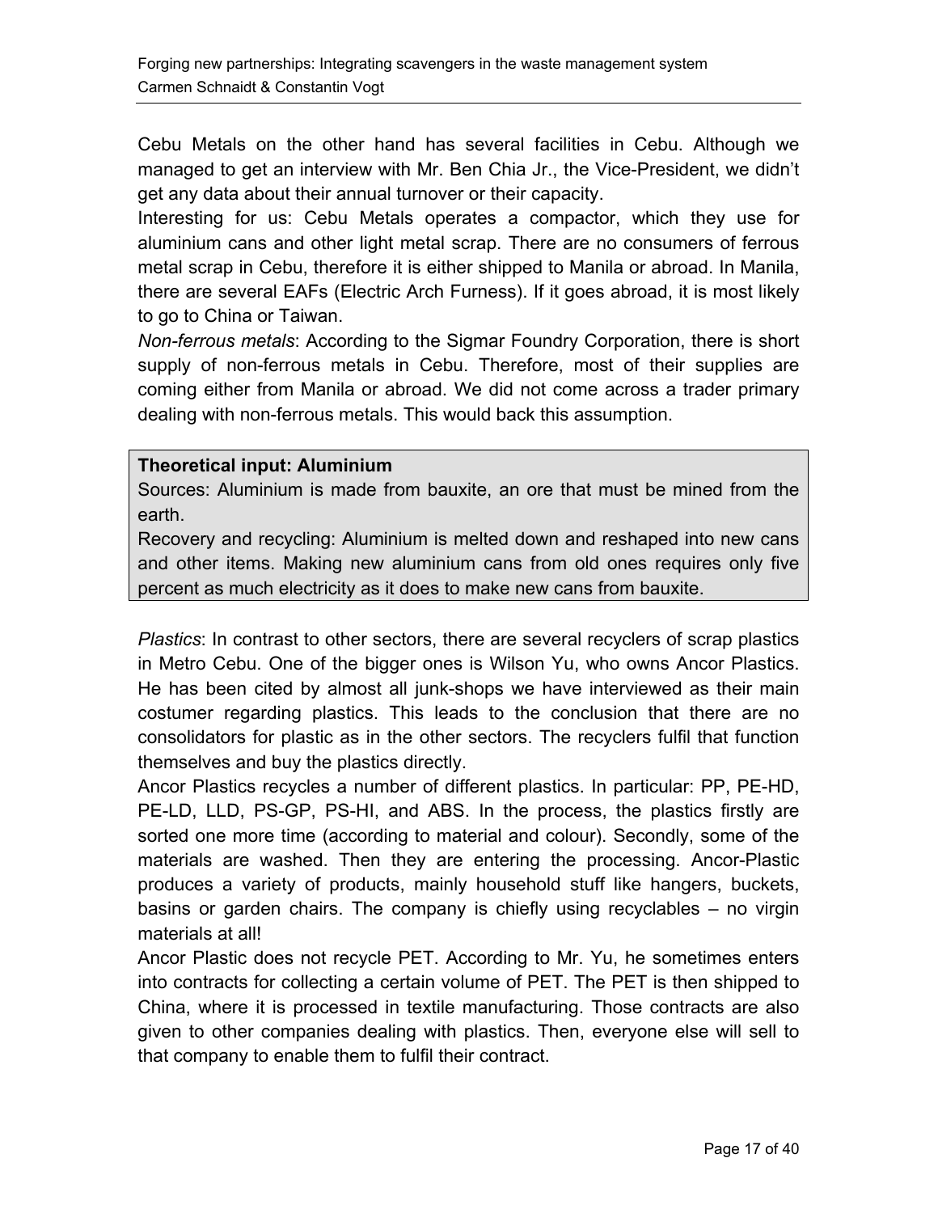Cebu Metals on the other hand has several facilities in Cebu. Although we managed to get an interview with Mr. Ben Chia Jr., the Vice-President, we didn't get any data about their annual turnover or their capacity.

Interesting for us: Cebu Metals operates a compactor, which they use for aluminium cans and other light metal scrap. There are no consumers of ferrous metal scrap in Cebu, therefore it is either shipped to Manila or abroad. In Manila, there are several EAFs (Electric Arch Furness). If it goes abroad, it is most likely to go to China or Taiwan.

*Non-ferrous metals*: According to the Sigmar Foundry Corporation, there is short supply of non-ferrous metals in Cebu. Therefore, most of their supplies are coming either from Manila or abroad. We did not come across a trader primary dealing with non-ferrous metals. This would back this assumption.

> **Theoretical input: Aluminium**
>
> Sources: Aluminium is made from bauxite, an ore that must be mined from the earth.
>
> Recovery and recycling: Aluminium is melted down and reshaped into new cans and other items. Making new aluminium cans from old ones requires only five percent as much electricity as it does to make new cans from bauxite.

*Plastics*: In contrast to other sectors, there are several recyclers of scrap plastics in Metro Cebu. One of the bigger ones is Wilson Yu, who owns Ancor Plastics. He has been cited by almost all junk-shops we have interviewed as their main costumer regarding plastics. This leads to the conclusion that there are no consolidators for plastic as in the other sectors. The recyclers fulfil that function themselves and buy the plastics directly.

Ancor Plastics recycles a number of different plastics. In particular: PP, PE-HD, PE-LD, LLD, PS-GP, PS-HI, and ABS. In the process, the plastics firstly are sorted one more time (according to material and colour). Secondly, some of the materials are washed. Then they are entering the processing. Ancor-Plastic produces a variety of products, mainly household stuff like hangers, buckets, basins or garden chairs. The company is chiefly using recyclables – no virgin materials at all!

Ancor Plastic does not recycle PET. According to Mr. Yu, he sometimes enters into contracts for collecting a certain volume of PET. The PET is then shipped to China, where it is processed in textile manufacturing. Those contracts are also given to other companies dealing with plastics. Then, everyone else will sell to that company to enable them to fulfil their contract.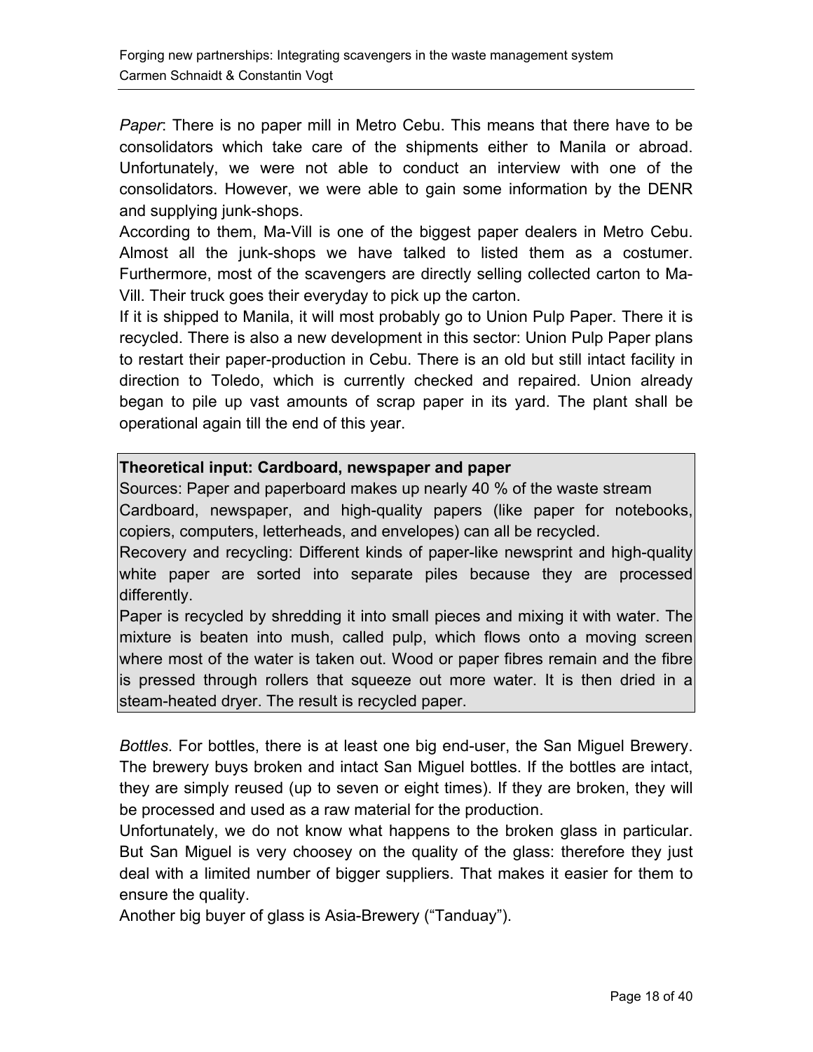*Paper*: There is no paper mill in Metro Cebu. This means that there have to be consolidators which take care of the shipments either to Manila or abroad. Unfortunately, we were not able to conduct an interview with one of the consolidators. However, we were able to gain some information by the DENR and supplying junk-shops.

According to them, Ma-Vill is one of the biggest paper dealers in Metro Cebu. Almost all the junk-shops we have talked to listed them as a costumer. Furthermore, most of the scavengers are directly selling collected carton to Ma-Vill. Their truck goes their everyday to pick up the carton.

If it is shipped to Manila, it will most probably go to Union Pulp Paper. There it is recycled. There is also a new development in this sector: Union Pulp Paper plans to restart their paper-production in Cebu. There is an old but still intact facility in direction to Toledo, which is currently checked and repaired. Union already began to pile up vast amounts of scrap paper in its yard. The plant shall be operational again till the end of this year.

**Theoretical input: Cardboard, newspaper and paper**

Sources: Paper and paperboard makes up nearly 40 % of the waste stream

Cardboard, newspaper, and high-quality papers (like paper for notebooks, copiers, computers, letterheads, and envelopes) can all be recycled.

Recovery and recycling: Different kinds of paper-like newsprint and high-quality white paper are sorted into separate piles because they are processed differently.

Paper is recycled by shredding it into small pieces and mixing it with water. The mixture is beaten into mush, called pulp, which flows onto a moving screen where most of the water is taken out. Wood or paper fibres remain and the fibre is pressed through rollers that squeeze out more water. It is then dried in a steam-heated dryer. The result is recycled paper.

*Bottles*. For bottles, there is at least one big end-user, the San Miguel Brewery. The brewery buys broken and intact San Miguel bottles. If the bottles are intact, they are simply reused (up to seven or eight times). If they are broken, they will be processed and used as a raw material for the production.

Unfortunately, we do not know what happens to the broken glass in particular. But San Miguel is very choosey on the quality of the glass: therefore they just deal with a limited number of bigger suppliers. That makes it easier for them to ensure the quality.

Another big buyer of glass is Asia-Brewery ("Tanduay").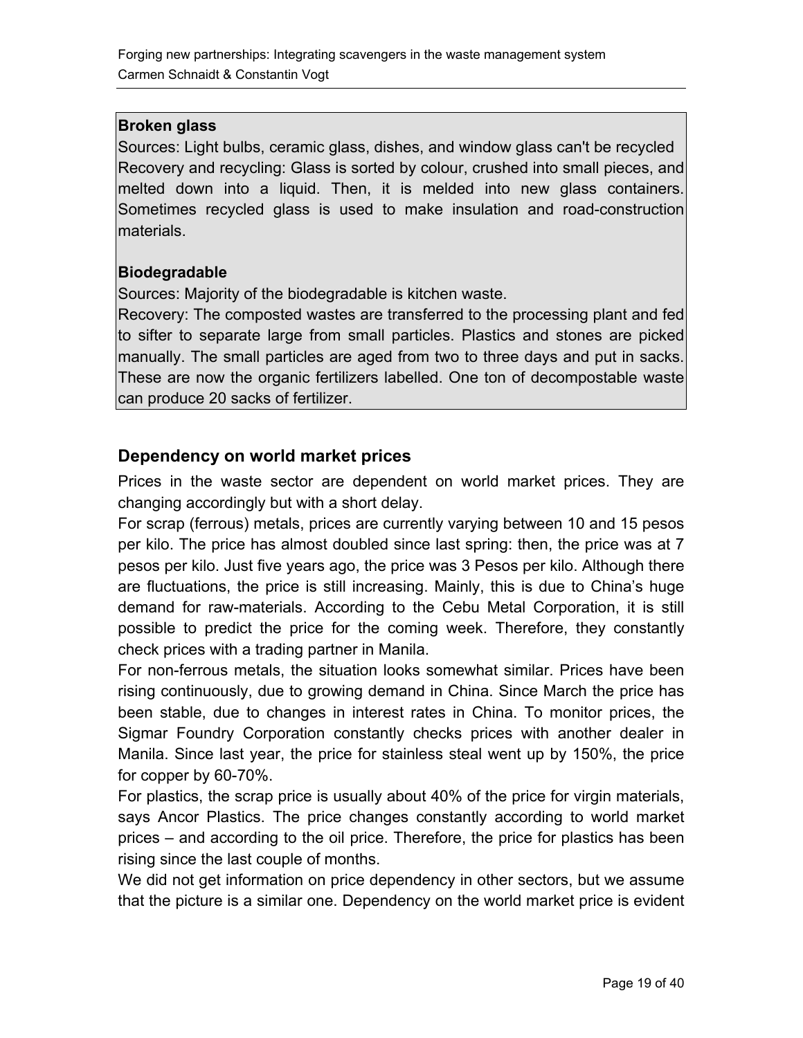**Broken glass**

Sources: Light bulbs, ceramic glass, dishes, and window glass can't be recycled
Recovery and recycling: Glass is sorted by colour, crushed into small pieces, and melted down into a liquid. Then, it is melded into new glass containers. Sometimes recycled glass is used to make insulation and road-construction materials.

**Biodegradable**

Sources: Majority of the biodegradable is kitchen waste.
Recovery: The composted wastes are transferred to the processing plant and fed to sifter to separate large from small particles. Plastics and stones are picked manually. The small particles are aged from two to three days and put in sacks. These are now the organic fertilizers labelled. One ton of decompostable waste can produce 20 sacks of fertilizer.

## Dependency on world market prices

Prices in the waste sector are dependent on world market prices. They are changing accordingly but with a short delay.

For scrap (ferrous) metals, prices are currently varying between 10 and 15 pesos per kilo. The price has almost doubled since last spring: then, the price was at 7 pesos per kilo. Just five years ago, the price was 3 Pesos per kilo. Although there are fluctuations, the price is still increasing. Mainly, this is due to China's huge demand for raw-materials. According to the Cebu Metal Corporation, it is still possible to predict the price for the coming week. Therefore, they constantly check prices with a trading partner in Manila.

For non-ferrous metals, the situation looks somewhat similar. Prices have been rising continuously, due to growing demand in China. Since March the price has been stable, due to changes in interest rates in China. To monitor prices, the Sigmar Foundry Corporation constantly checks prices with another dealer in Manila. Since last year, the price for stainless steal went up by 150%, the price for copper by 60-70%.

For plastics, the scrap price is usually about 40% of the price for virgin materials, says Ancor Plastics. The price changes constantly according to world market prices – and according to the oil price. Therefore, the price for plastics has been rising since the last couple of months.

We did not get information on price dependency in other sectors, but we assume that the picture is a similar one. Dependency on the world market price is evident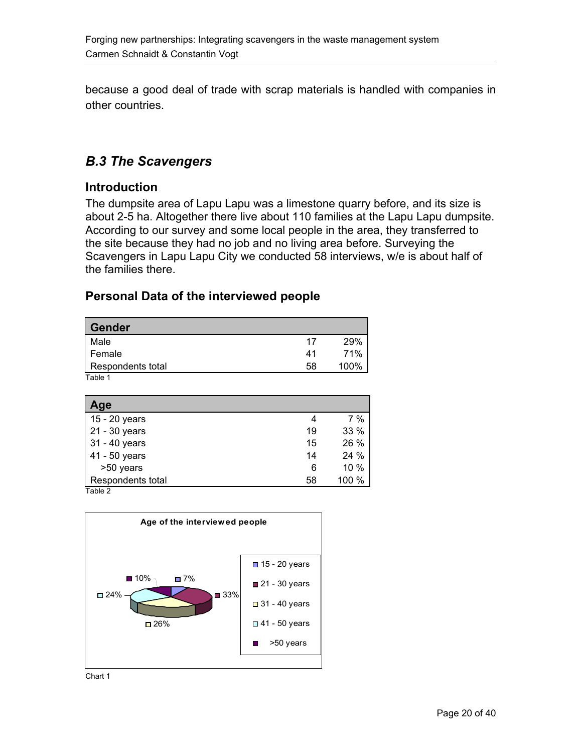because a good deal of trade with scrap materials is handled with companies in other countries.

## *B.3 The Scavengers*

### Introduction

The dumpsite area of Lapu Lapu was a limestone quarry before, and its size is about 2-5 ha. Altogether there live about 110 families at the Lapu Lapu dumpsite. According to our survey and some local people in the area, they transferred to the site because they had no job and no living area before. Surveying the Scavengers in Lapu Lapu City we conducted 58 interviews, w/e is about half of the families there.

### Personal Data of the interviewed people

| Gender | | |
|---|---|---|
| Male | 17 | 29% |
| Female | 41 | 71% |
| Respondents total | 58 | 100% |

Table 1

| Age | | |
|---|---|---|
| 15 - 20 years | 4 | 7 % |
| 21 - 30 years | 19 | 33 % |
| 31 - 40 years | 15 | 26 % |
| 41 - 50 years | 14 | 24 % |
| >50 years | 6 | 10 % |
| Respondents total | 58 | 100 % |

Table 2

**Age of the interviewed people**

| Age group | Share |
|---|---|
| 15 - 20 years | 7% |
| 21 - 30 years | 33% |
| 31 - 40 years | 26% |
| 41 - 50 years | 24% |
| >50 years | 10% |

Chart 1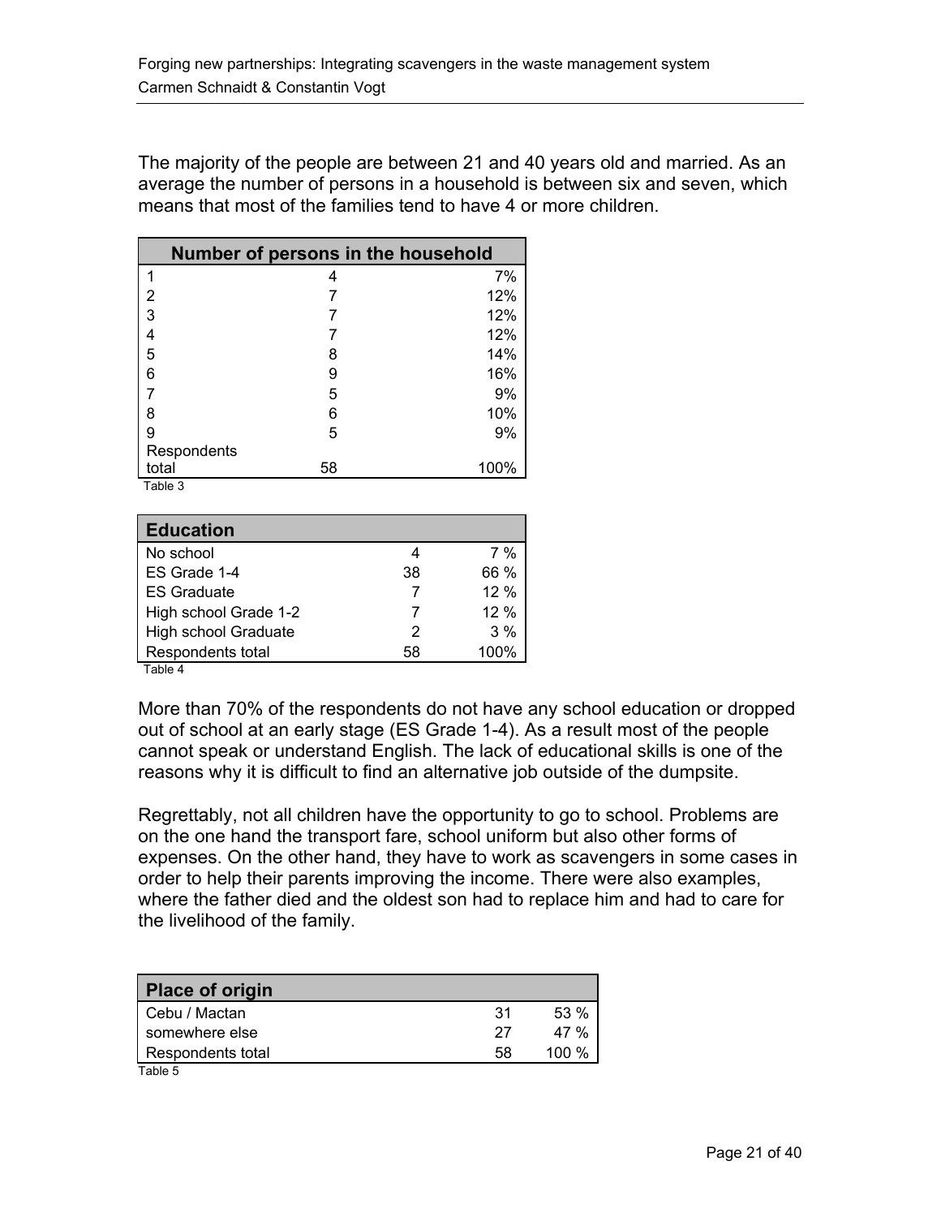The majority of the people are between 21 and 40 years old and married. As an average the number of persons in a household is between six and seven, which means that most of the families tend to have 4 or more children.

| Number of persons in the household | | |
|---|---|---|
| 1 | 4 | 7% |
| 2 | 7 | 12% |
| 3 | 7 | 12% |
| 4 | 7 | 12% |
| 5 | 8 | 14% |
| 6 | 9 | 16% |
| 7 | 5 | 9% |
| 8 | 6 | 10% |
| 9 | 5 | 9% |
| Respondents total | 58 | 100% |

Table 3

| Education | | |
|---|---|---|
| No school | 4 | 7 % |
| ES Grade 1-4 | 38 | 66 % |
| ES Graduate | 7 | 12 % |
| High school Grade 1-2 | 7 | 12 % |
| High school Graduate | 2 | 3 % |
| Respondents total | 58 | 100% |

Table 4

More than 70% of the respondents do not have any school education or dropped out of school at an early stage (ES Grade 1-4). As a result most of the people cannot speak or understand English. The lack of educational skills is one of the reasons why it is difficult to find an alternative job outside of the dumpsite.

Regrettably, not all children have the opportunity to go to school. Problems are on the one hand the transport fare, school uniform but also other forms of expenses. On the other hand, they have to work as scavengers in some cases in order to help their parents improving the income. There were also examples, where the father died and the oldest son had to replace him and had to care for the livelihood of the family.

| Place of origin | | |
|---|---|---|
| Cebu / Mactan | 31 | 53 % |
| somewhere else | 27 | 47 % |
| Respondents total | 58 | 100 % |

Table 5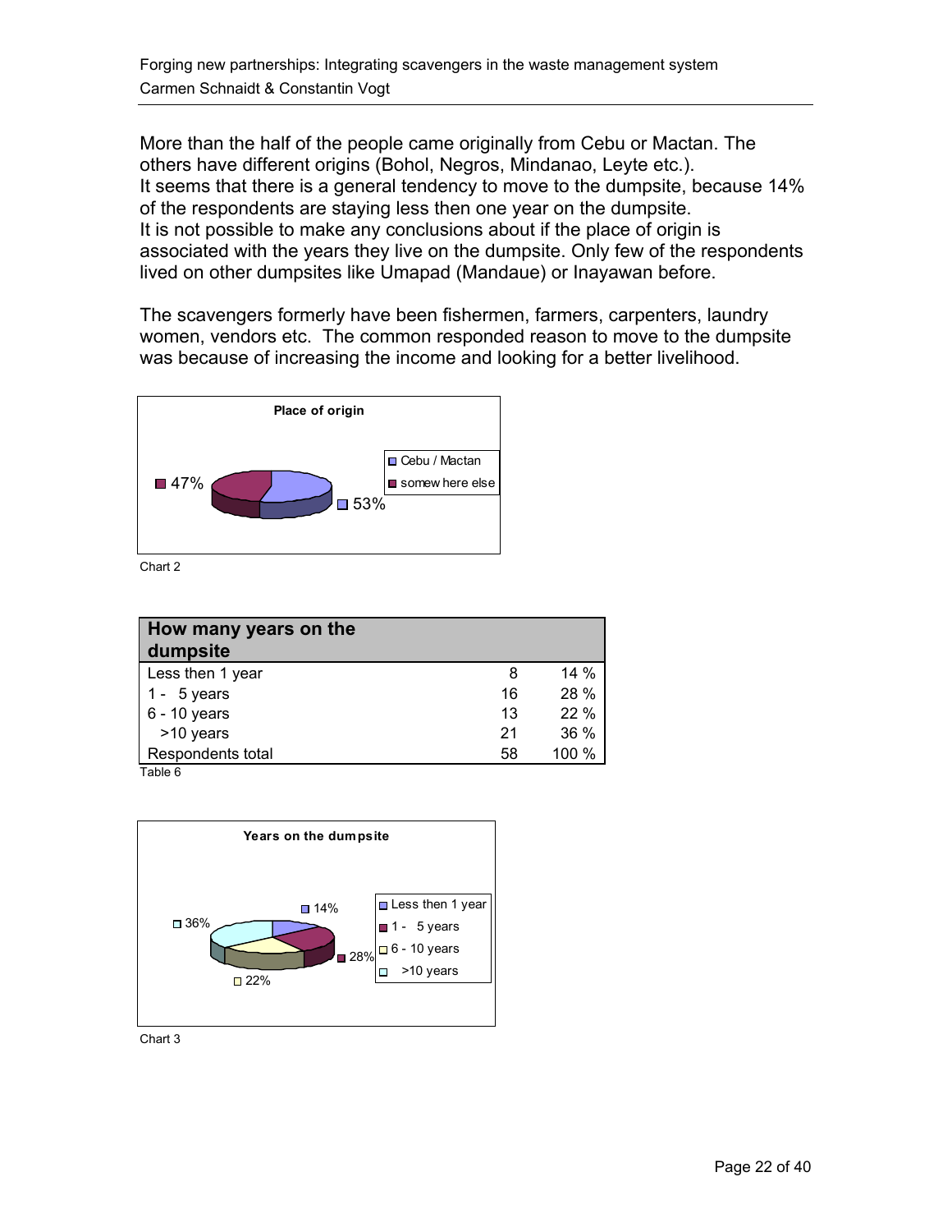More than the half of the people came originally from Cebu or Mactan. The others have different origins (Bohol, Negros, Mindanao, Leyte etc.).
It seems that there is a general tendency to move to the dumpsite, because 14% of the respondents are staying less then one year on the dumpsite.
It is not possible to make any conclusions about if the place of origin is associated with the years they live on the dumpsite. Only few of the respondents lived on other dumpsites like Umapad (Mandaue) or Inayawan before.

The scavengers formerly have been fishermen, farmers, carpenters, laundry women, vendors etc. The common responded reason to move to the dumpsite was because of increasing the income and looking for a better livelihood.

**Place of origin**

- Cebu / Mactan: 53%
- somew here else: 47%

Chart 2

| How many years on the dumpsite | | |
|---|---|---|
| Less then 1 year | 8 | 14 % |
| 1 - 5 years | 16 | 28 % |
| 6 - 10 years | 13 | 22 % |
| >10 years | 21 | 36 % |
| Respondents total | 58 | 100 % |

Table 6

**Years on the dumpsite**

- Less then 1 year: 14%
- 1 - 5 years: 28%
- 6 - 10 years: 22%
- >10 years: 36%

Chart 3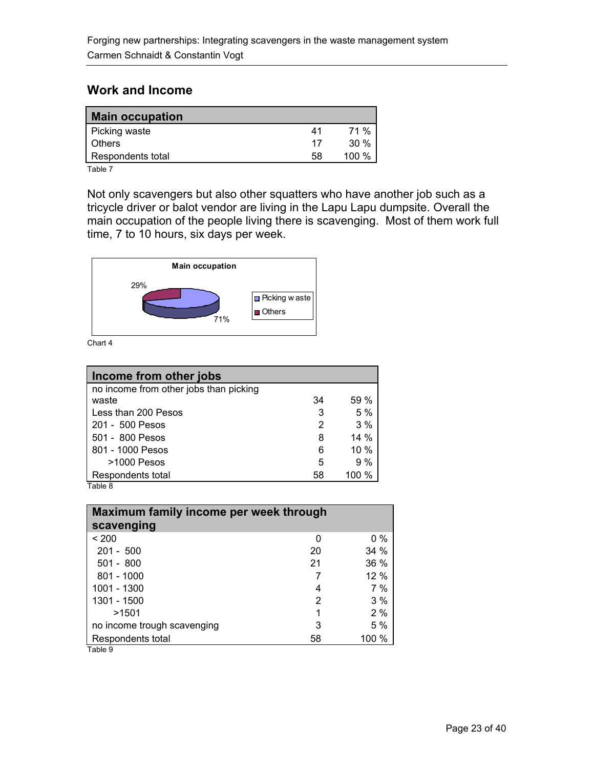## Work and Income

| Main occupation | | |
|---|---|---|
| Picking waste | 41 | 71 % |
| Others | 17 | 30 % |
| Respondents total | 58 | 100 % |

Table 7

Not only scavengers but also other squatters who have another job such as a tricycle driver or balot vendor are living in the Lapu Lapu dumpsite. Overall the main occupation of the people living there is scavenging. Most of them work full time, 7 to 10 hours, six days per week.

Chart 4

| Income from other jobs | | |
|---|---|---|
| no income from other jobs than picking waste | 34 | 59 % |
| Less than 200 Pesos | 3 | 5 % |
| 201 - 500 Pesos | 2 | 3 % |
| 501 - 800 Pesos | 8 | 14 % |
| 801 - 1000 Pesos | 6 | 10 % |
| >1000 Pesos | 5 | 9 % |
| Respondents total | 58 | 100 % |

Table 8

| Maximum family income per week through scavenging | | |
|---|---|---|
| < 200 | 0 | 0 % |
| 201 - 500 | 20 | 34 % |
| 501 - 800 | 21 | 36 % |
| 801 - 1000 | 7 | 12 % |
| 1001 - 1300 | 4 | 7 % |
| 1301 - 1500 | 2 | 3 % |
| >1501 | 1 | 2 % |
| no income trough scavenging | 3 | 5 % |
| Respondents total | 58 | 100 % |

Table 9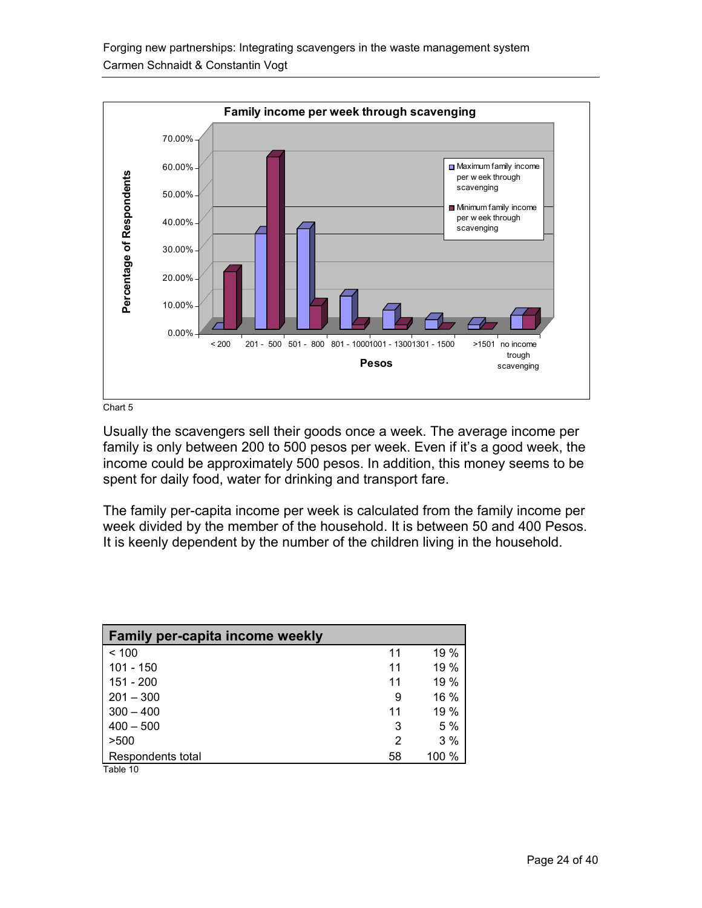Chart 5

Usually the scavengers sell their goods once a week. The average income per family is only between 200 to 500 pesos per week. Even if it's a good week, the income could be approximately 500 pesos. In addition, this money seems to be spent for daily food, water for drinking and transport fare.

The family per-capita income per week is calculated from the family income per week divided by the member of the household. It is between 50 and 400 Pesos. It is keenly dependent by the number of the children living in the household.

| Family per-capita income weekly | | |
|---|---|---|
| < 100 | 11 | 19 % |
| 101 - 150 | 11 | 19 % |
| 151 - 200 | 11 | 19 % |
| 201 – 300 | 9 | 16 % |
| 300 – 400 | 11 | 19 % |
| 400 – 500 | 3 | 5 % |
| >500 | 2 | 3 % |
| Respondents total | 58 | 100 % |

Table 10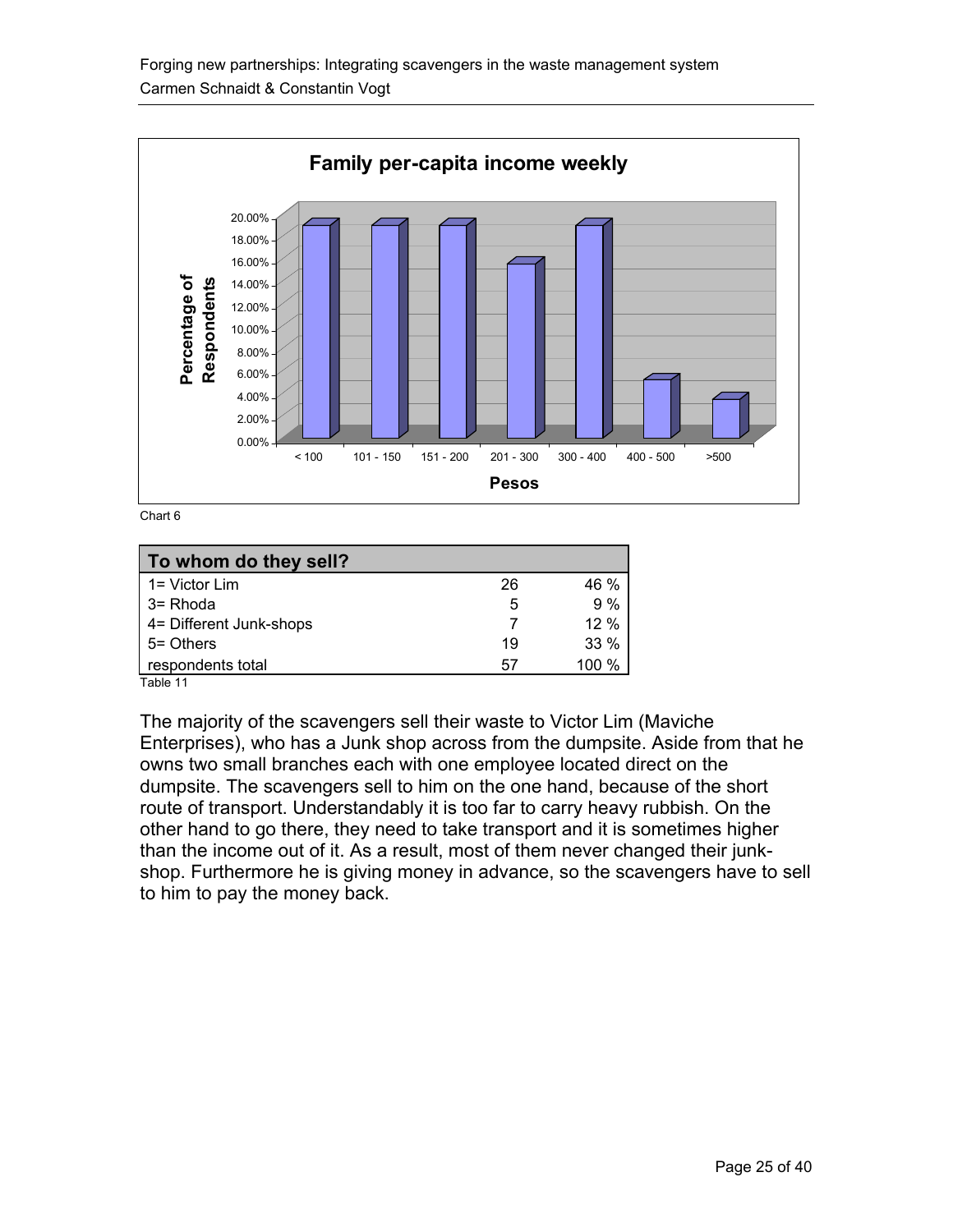Chart 6

| To whom do they sell? | | |
|---|---|---|
| 1= Victor Lim | 26 | 46 % |
| 3= Rhoda | 5 | 9 % |
| 4= Different Junk-shops | 7 | 12 % |
| 5= Others | 19 | 33 % |
| respondents total | 57 | 100 % |

Table 11

The majority of the scavengers sell their waste to Victor Lim (Maviche Enterprises), who has a Junk shop across from the dumpsite. Aside from that he owns two small branches each with one employee located direct on the dumpsite. The scavengers sell to him on the one hand, because of the short route of transport. Understandably it is too far to carry heavy rubbish. On the other hand to go there, they need to take transport and it is sometimes higher than the income out of it. As a result, most of them never changed their junk-shop. Furthermore he is giving money in advance, so the scavengers have to sell to him to pay the money back.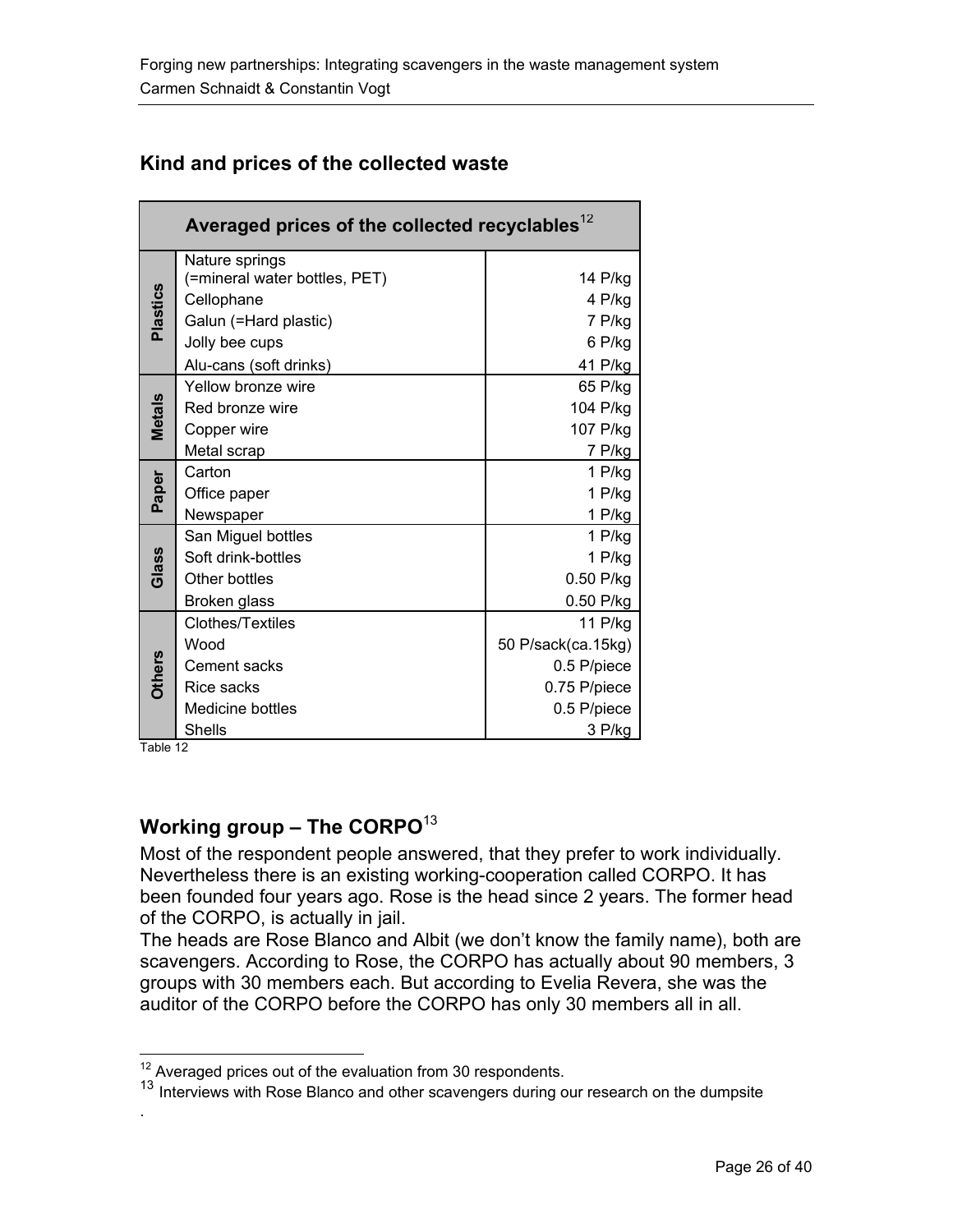## Kind and prices of the collected waste

| | Averaged prices of the collected recyclables[12] | |
|---|---|---|
| Plastics | Nature springs (=mineral water bottles, PET) | 14 P/kg |
| | Cellophane | 4 P/kg |
| | Galun (=Hard plastic) | 7 P/kg |
| | Jolly bee cups | 6 P/kg |
| | Alu-cans (soft drinks) | 41 P/kg |
| Metals | Yellow bronze wire | 65 P/kg |
| | Red bronze wire | 104 P/kg |
| | Copper wire | 107 P/kg |
| | Metal scrap | 7 P/kg |
| Paper | Carton | 1 P/kg |
| | Office paper | 1 P/kg |
| | Newspaper | 1 P/kg |
| Glass | San Miguel bottles | 1 P/kg |
| | Soft drink-bottles | 1 P/kg |
| | Other bottles | 0.50 P/kg |
| | Broken glass | 0.50 P/kg |
| Others | Clothes/Textiles | 11 P/kg |
| | Wood | 50 P/sack(ca.15kg) |
| | Cement sacks | 0.5 P/piece |
| | Rice sacks | 0.75 P/piece |
| | Medicine bottles | 0.5 P/piece |
| | Shells | 3 P/kg |

Table 12

## Working group – The CORPO[13]

Most of the respondent people answered, that they prefer to work individually. Nevertheless there is an existing working-cooperation called CORPO. It has been founded four years ago. Rose is the head since 2 years. The former head of the CORPO, is actually in jail.
The heads are Rose Blanco and Albit (we don't know the family name), both are scavengers. According to Rose, the CORPO has actually about 90 members, 3 groups with 30 members each. But according to Evelia Revera, she was the auditor of the CORPO before the CORPO has only 30 members all in all.

[12] Averaged prices out of the evaluation from 30 respondents.

[13] Interviews with Rose Blanco and other scavengers during our research on the dumpsite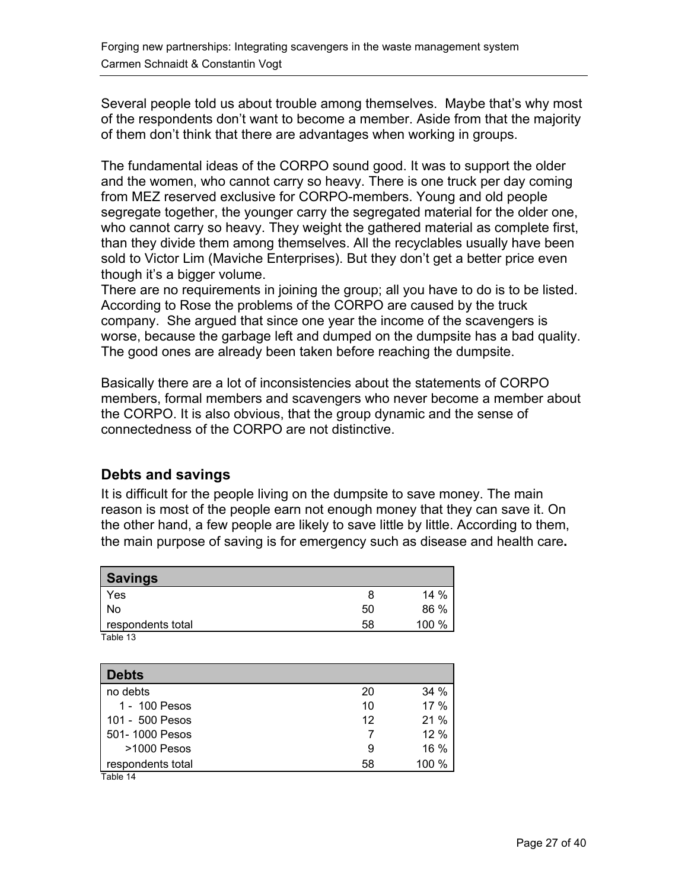Several people told us about trouble among themselves. Maybe that's why most of the respondents don't want to become a member. Aside from that the majority of them don't think that there are advantages when working in groups.

The fundamental ideas of the CORPO sound good. It was to support the older and the women, who cannot carry so heavy. There is one truck per day coming from MEZ reserved exclusive for CORPO-members. Young and old people segregate together, the younger carry the segregated material for the older one, who cannot carry so heavy. They weight the gathered material as complete first, than they divide them among themselves. All the recyclables usually have been sold to Victor Lim (Maviche Enterprises). But they don't get a better price even though it's a bigger volume.
There are no requirements in joining the group; all you have to do is to be listed. According to Rose the problems of the CORPO are caused by the truck company. She argued that since one year the income of the scavengers is worse, because the garbage left and dumped on the dumpsite has a bad quality. The good ones are already been taken before reaching the dumpsite.

Basically there are a lot of inconsistencies about the statements of CORPO members, formal members and scavengers who never become a member about the CORPO. It is also obvious, that the group dynamic and the sense of connectedness of the CORPO are not distinctive.

## Debts and savings

It is difficult for the people living on the dumpsite to save money. The main reason is most of the people earn not enough money that they can save it. On the other hand, a few people are likely to save little by little. According to them, the main purpose of saving is for emergency such as disease and health care**.**

| Savings | | |
|---|---|---|
| Yes | 8 | 14 % |
| No | 50 | 86 % |
| respondents total | 58 | 100 % |

Table 13

| Debts | | |
|---|---|---|
| no debts | 20 | 34 % |
| 1 - 100 Pesos | 10 | 17 % |
| 101 - 500 Pesos | 12 | 21 % |
| 501- 1000 Pesos | 7 | 12 % |
| >1000 Pesos | 9 | 16 % |
| respondents total | 58 | 100 % |

Table 14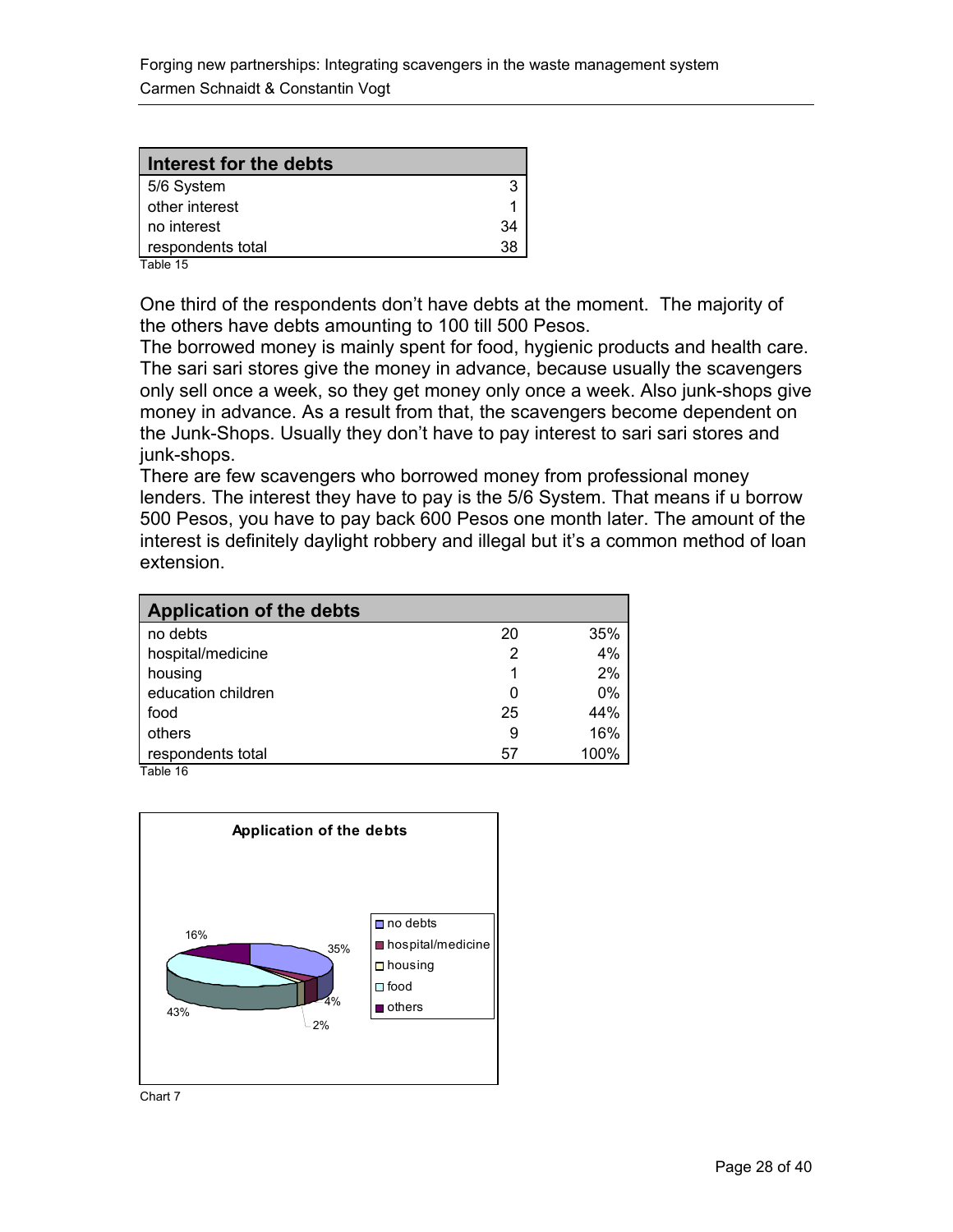| Interest for the debts | |
|---|---|
| 5/6 System | 3 |
| other interest | 1 |
| no interest | 34 |
| respondents total | 38 |

Table 15

One third of the respondents don't have debts at the moment. The majority of the others have debts amounting to 100 till 500 Pesos.
The borrowed money is mainly spent for food, hygienic products and health care. The sari sari stores give the money in advance, because usually the scavengers only sell once a week, so they get money only once a week. Also junk-shops give money in advance. As a result from that, the scavengers become dependent on the Junk-Shops. Usually they don't have to pay interest to sari sari stores and junk-shops.
There are few scavengers who borrowed money from professional money lenders. The interest they have to pay is the 5/6 System. That means if u borrow 500 Pesos, you have to pay back 600 Pesos one month later. The amount of the interest is definitely daylight robbery and illegal but it's a common method of loan extension.

| Application of the debts | | |
|---|---|---|
| no debts | 20 | 35% |
| hospital/medicine | 2 | 4% |
| housing | 1 | 2% |
| education children | 0 | 0% |
| food | 25 | 44% |
| others | 9 | 16% |
| respondents total | 57 | 100% |

Table 16

Chart 7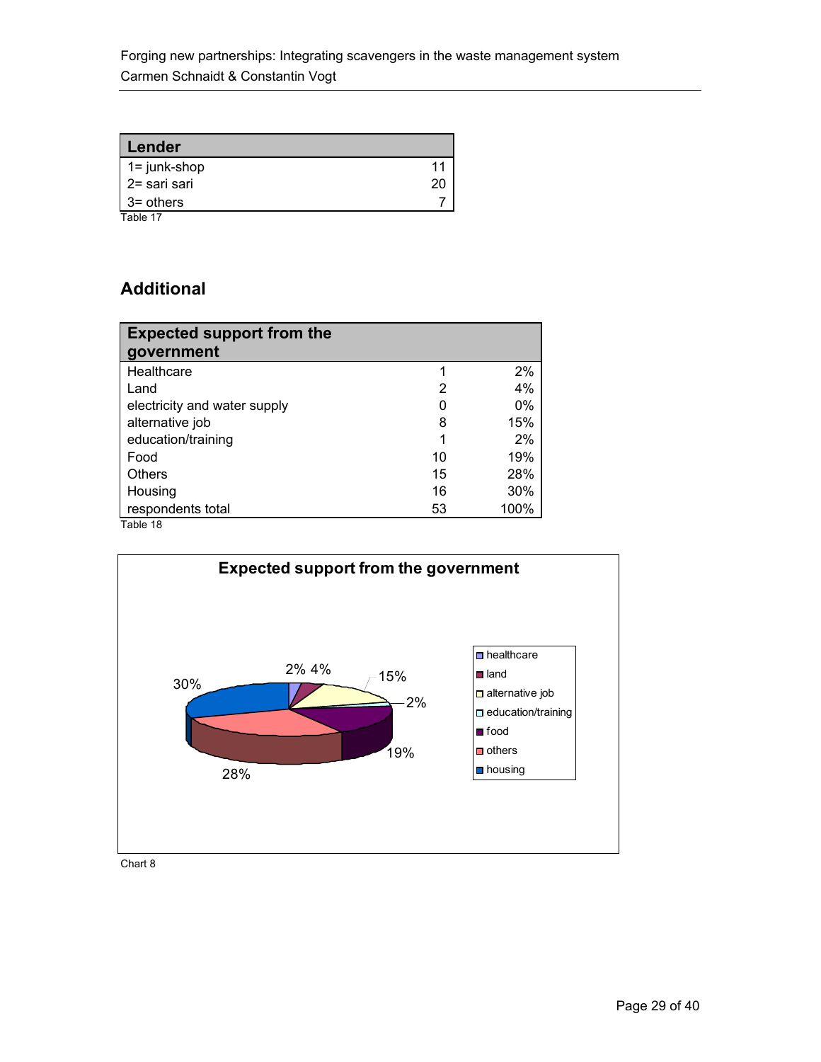| Lender | |
|---|---|
| 1= junk-shop | 11 |
| 2= sari sari | 20 |
| 3= others | 7 |

Table 17

## Additional

| Expected support from the government | | |
|---|---|---|
| Healthcare | 1 | 2% |
| Land | 2 | 4% |
| electricity and water supply | 0 | 0% |
| alternative job | 8 | 15% |
| education/training | 1 | 2% |
| Food | 10 | 19% |
| Others | 15 | 28% |
| Housing | 16 | 30% |
| respondents total | 53 | 100% |

Table 18

**Expected support from the government**

| Category | Share |
|---|---|
| healthcare | 2% |
| land | 4% |
| alternative job | 15% |
| education/training | 2% |
| food | 19% |
| others | 28% |
| housing | 30% |

Chart 8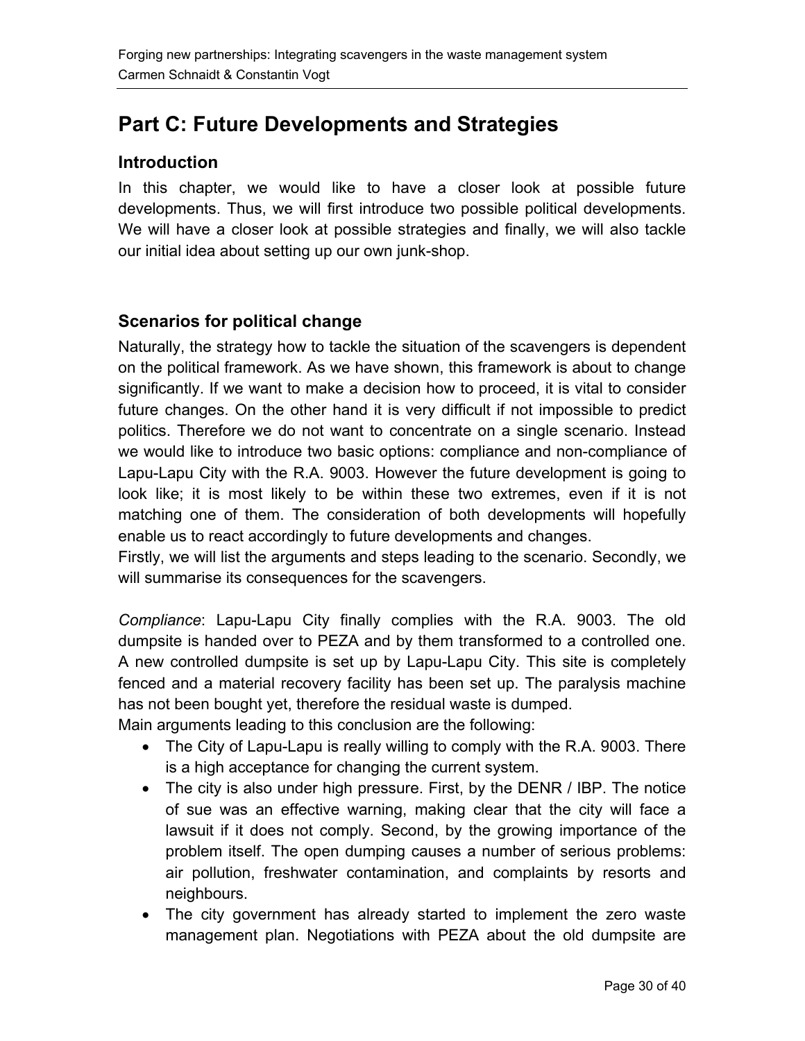# Part C: Future Developments and Strategies

## Introduction

In this chapter, we would like to have a closer look at possible future developments. Thus, we will first introduce two possible political developments. We will have a closer look at possible strategies and finally, we will also tackle our initial idea about setting up our own junk-shop.

## Scenarios for political change

Naturally, the strategy how to tackle the situation of the scavengers is dependent on the political framework. As we have shown, this framework is about to change significantly. If we want to make a decision how to proceed, it is vital to consider future changes. On the other hand it is very difficult if not impossible to predict politics. Therefore we do not want to concentrate on a single scenario. Instead we would like to introduce two basic options: compliance and non-compliance of Lapu-Lapu City with the R.A. 9003. However the future development is going to look like; it is most likely to be within these two extremes, even if it is not matching one of them. The consideration of both developments will hopefully enable us to react accordingly to future developments and changes.
Firstly, we will list the arguments and steps leading to the scenario. Secondly, we will summarise its consequences for the scavengers.

*Compliance*: Lapu-Lapu City finally complies with the R.A. 9003. The old dumpsite is handed over to PEZA and by them transformed to a controlled one. A new controlled dumpsite is set up by Lapu-Lapu City. This site is completely fenced and a material recovery facility has been set up. The paralysis machine has not been bought yet, therefore the residual waste is dumped.
Main arguments leading to this conclusion are the following:

- The City of Lapu-Lapu is really willing to comply with the R.A. 9003. There is a high acceptance for changing the current system.
- The city is also under high pressure. First, by the DENR / IBP. The notice of sue was an effective warning, making clear that the city will face a lawsuit if it does not comply. Second, by the growing importance of the problem itself. The open dumping causes a number of serious problems: air pollution, freshwater contamination, and complaints by resorts and neighbours.
- The city government has already started to implement the zero waste management plan. Negotiations with PEZA about the old dumpsite are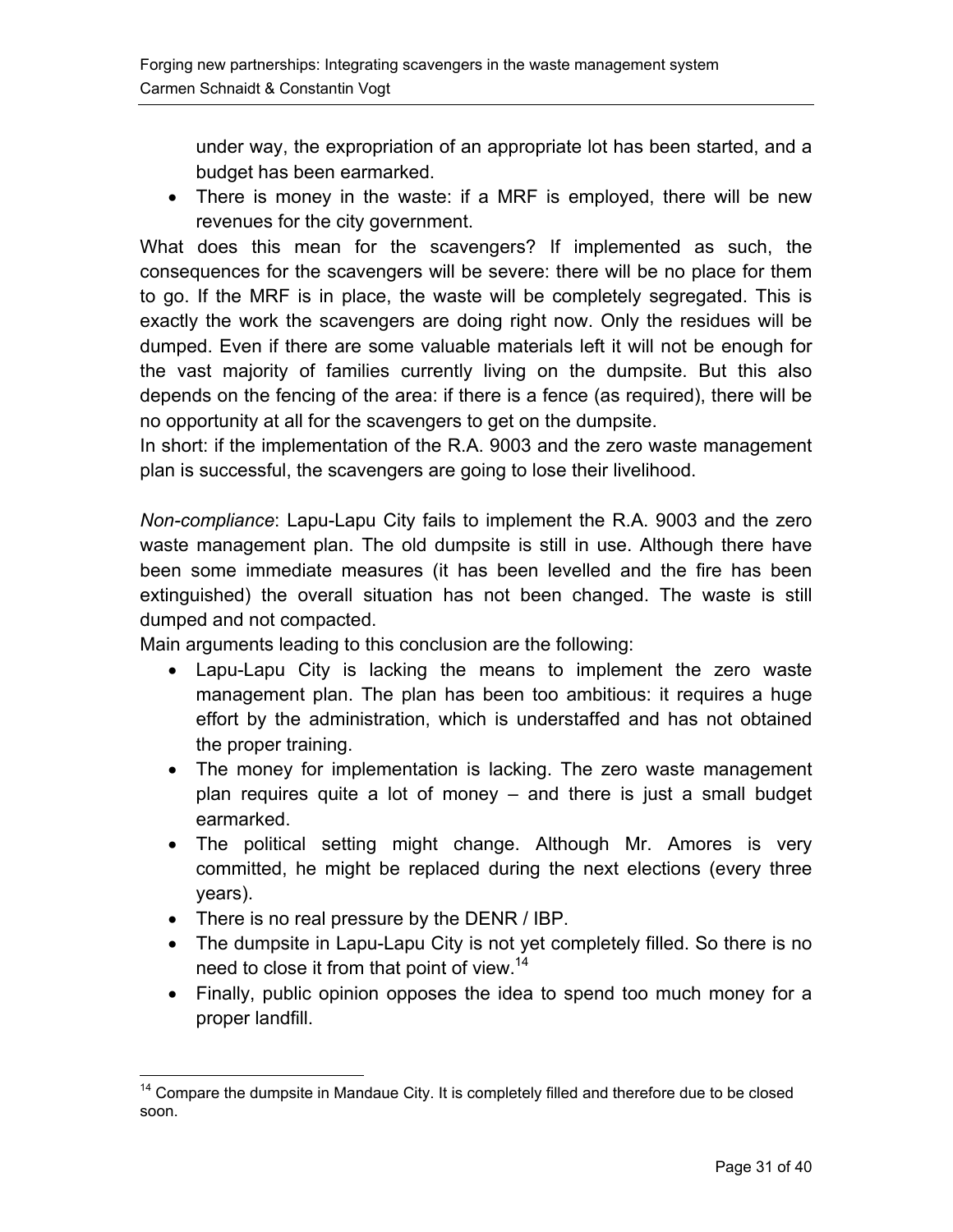under way, the expropriation of an appropriate lot has been started, and a budget has been earmarked.

- There is money in the waste: if a MRF is employed, there will be new revenues for the city government.

What does this mean for the scavengers? If implemented as such, the consequences for the scavengers will be severe: there will be no place for them to go. If the MRF is in place, the waste will be completely segregated. This is exactly the work the scavengers are doing right now. Only the residues will be dumped. Even if there are some valuable materials left it will not be enough for the vast majority of families currently living on the dumpsite. But this also depends on the fencing of the area: if there is a fence (as required), there will be no opportunity at all for the scavengers to get on the dumpsite.

In short: if the implementation of the R.A. 9003 and the zero waste management plan is successful, the scavengers are going to lose their livelihood.

*Non-compliance*: Lapu-Lapu City fails to implement the R.A. 9003 and the zero waste management plan. The old dumpsite is still in use. Although there have been some immediate measures (it has been levelled and the fire has been extinguished) the overall situation has not been changed. The waste is still dumped and not compacted.

Main arguments leading to this conclusion are the following:

- Lapu-Lapu City is lacking the means to implement the zero waste management plan. The plan has been too ambitious: it requires a huge effort by the administration, which is understaffed and has not obtained the proper training.
- The money for implementation is lacking. The zero waste management plan requires quite a lot of money – and there is just a small budget earmarked.
- The political setting might change. Although Mr. Amores is very committed, he might be replaced during the next elections (every three years).
- There is no real pressure by the DENR / IBP.
- The dumpsite in Lapu-Lapu City is not yet completely filled. So there is no need to close it from that point of view.[14]
- Finally, public opinion opposes the idea to spend too much money for a proper landfill.

[14] Compare the dumpsite in Mandaue City. It is completely filled and therefore due to be closed soon.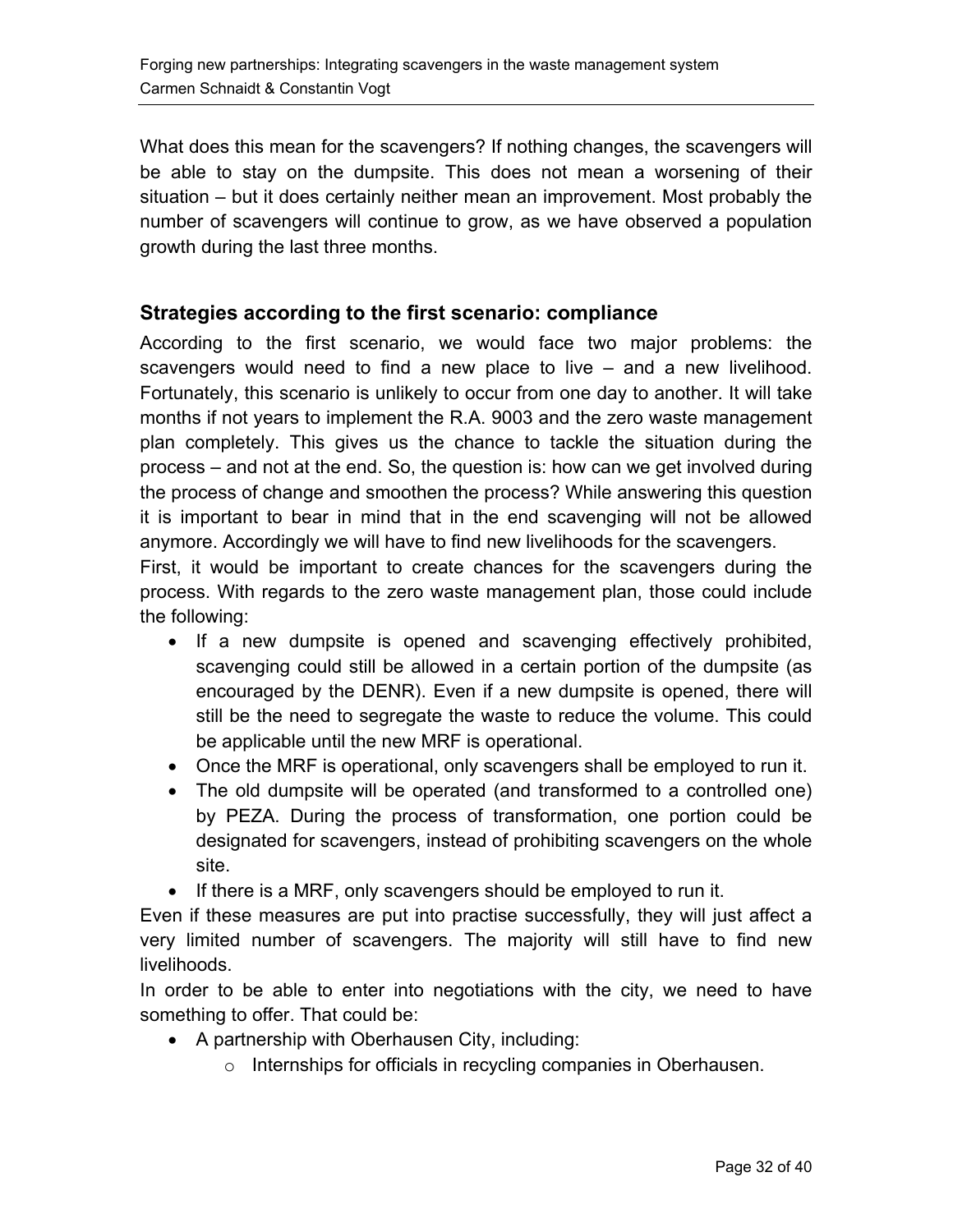What does this mean for the scavengers? If nothing changes, the scavengers will be able to stay on the dumpsite. This does not mean a worsening of their situation – but it does certainly neither mean an improvement. Most probably the number of scavengers will continue to grow, as we have observed a population growth during the last three months.

## Strategies according to the first scenario: compliance

According to the first scenario, we would face two major problems: the scavengers would need to find a new place to live – and a new livelihood. Fortunately, this scenario is unlikely to occur from one day to another. It will take months if not years to implement the R.A. 9003 and the zero waste management plan completely. This gives us the chance to tackle the situation during the process – and not at the end. So, the question is: how can we get involved during the process of change and smoothen the process? While answering this question it is important to bear in mind that in the end scavenging will not be allowed anymore. Accordingly we will have to find new livelihoods for the scavengers.

First, it would be important to create chances for the scavengers during the process. With regards to the zero waste management plan, those could include the following:

- If a new dumpsite is opened and scavenging effectively prohibited, scavenging could still be allowed in a certain portion of the dumpsite (as encouraged by the DENR). Even if a new dumpsite is opened, there will still be the need to segregate the waste to reduce the volume. This could be applicable until the new MRF is operational.
- Once the MRF is operational, only scavengers shall be employed to run it.
- The old dumpsite will be operated (and transformed to a controlled one) by PEZA. During the process of transformation, one portion could be designated for scavengers, instead of prohibiting scavengers on the whole site.
- If there is a MRF, only scavengers should be employed to run it.

Even if these measures are put into practise successfully, they will just affect a very limited number of scavengers. The majority will still have to find new livelihoods.

In order to be able to enter into negotiations with the city, we need to have something to offer. That could be:

- A partnership with Oberhausen City, including:
  - Internships for officials in recycling companies in Oberhausen.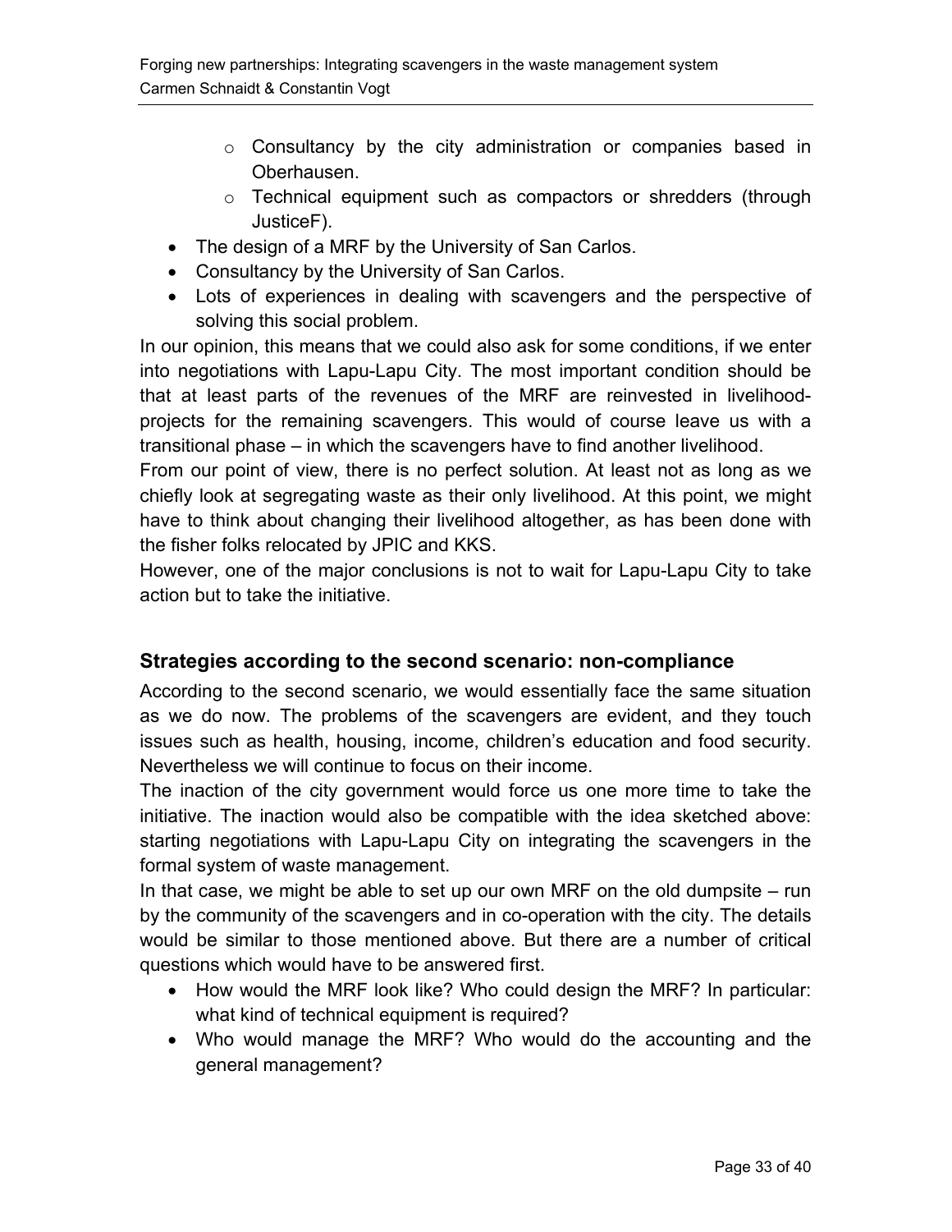- Consultancy by the city administration or companies based in Oberhausen.
    - Technical equipment such as compactors or shredders (through JusticeF).
- The design of a MRF by the University of San Carlos.
- Consultancy by the University of San Carlos.
- Lots of experiences in dealing with scavengers and the perspective of solving this social problem.

In our opinion, this means that we could also ask for some conditions, if we enter into negotiations with Lapu-Lapu City. The most important condition should be that at least parts of the revenues of the MRF are reinvested in livelihood-projects for the remaining scavengers. This would of course leave us with a transitional phase – in which the scavengers have to find another livelihood.

From our point of view, there is no perfect solution. At least not as long as we chiefly look at segregating waste as their only livelihood. At this point, we might have to think about changing their livelihood altogether, as has been done with the fisher folks relocated by JPIC and KKS.

However, one of the major conclusions is not to wait for Lapu-Lapu City to take action but to take the initiative.

## Strategies according to the second scenario: non-compliance

According to the second scenario, we would essentially face the same situation as we do now. The problems of the scavengers are evident, and they touch issues such as health, housing, income, children's education and food security. Nevertheless we will continue to focus on their income.

The inaction of the city government would force us one more time to take the initiative. The inaction would also be compatible with the idea sketched above: starting negotiations with Lapu-Lapu City on integrating the scavengers in the formal system of waste management.

In that case, we might be able to set up our own MRF on the old dumpsite – run by the community of the scavengers and in co-operation with the city. The details would be similar to those mentioned above. But there are a number of critical questions which would have to be answered first.

- How would the MRF look like? Who could design the MRF? In particular: what kind of technical equipment is required?
- Who would manage the MRF? Who would do the accounting and the general management?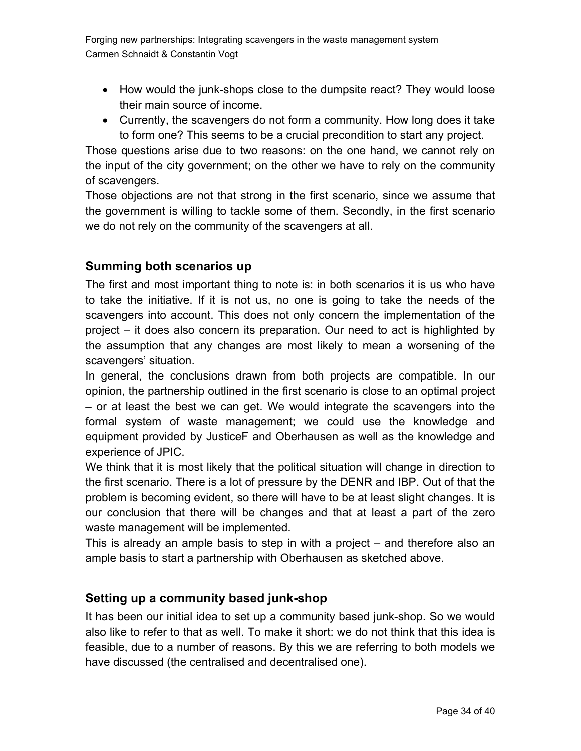- How would the junk-shops close to the dumpsite react? They would loose their main source of income.
- Currently, the scavengers do not form a community. How long does it take to form one? This seems to be a crucial precondition to start any project.

Those questions arise due to two reasons: on the one hand, we cannot rely on the input of the city government; on the other we have to rely on the community of scavengers.

Those objections are not that strong in the first scenario, since we assume that the government is willing to tackle some of them. Secondly, in the first scenario we do not rely on the community of the scavengers at all.

## Summing both scenarios up

The first and most important thing to note is: in both scenarios it is us who have to take the initiative. If it is not us, no one is going to take the needs of the scavengers into account. This does not only concern the implementation of the project – it does also concern its preparation. Our need to act is highlighted by the assumption that any changes are most likely to mean a worsening of the scavengers' situation.

In general, the conclusions drawn from both projects are compatible. In our opinion, the partnership outlined in the first scenario is close to an optimal project – or at least the best we can get. We would integrate the scavengers into the formal system of waste management; we could use the knowledge and equipment provided by JusticeF and Oberhausen as well as the knowledge and experience of JPIC.

We think that it is most likely that the political situation will change in direction to the first scenario. There is a lot of pressure by the DENR and IBP. Out of that the problem is becoming evident, so there will have to be at least slight changes. It is our conclusion that there will be changes and that at least a part of the zero waste management will be implemented.

This is already an ample basis to step in with a project – and therefore also an ample basis to start a partnership with Oberhausen as sketched above.

## Setting up a community based junk-shop

It has been our initial idea to set up a community based junk-shop. So we would also like to refer to that as well. To make it short: we do not think that this idea is feasible, due to a number of reasons. By this we are referring to both models we have discussed (the centralised and decentralised one).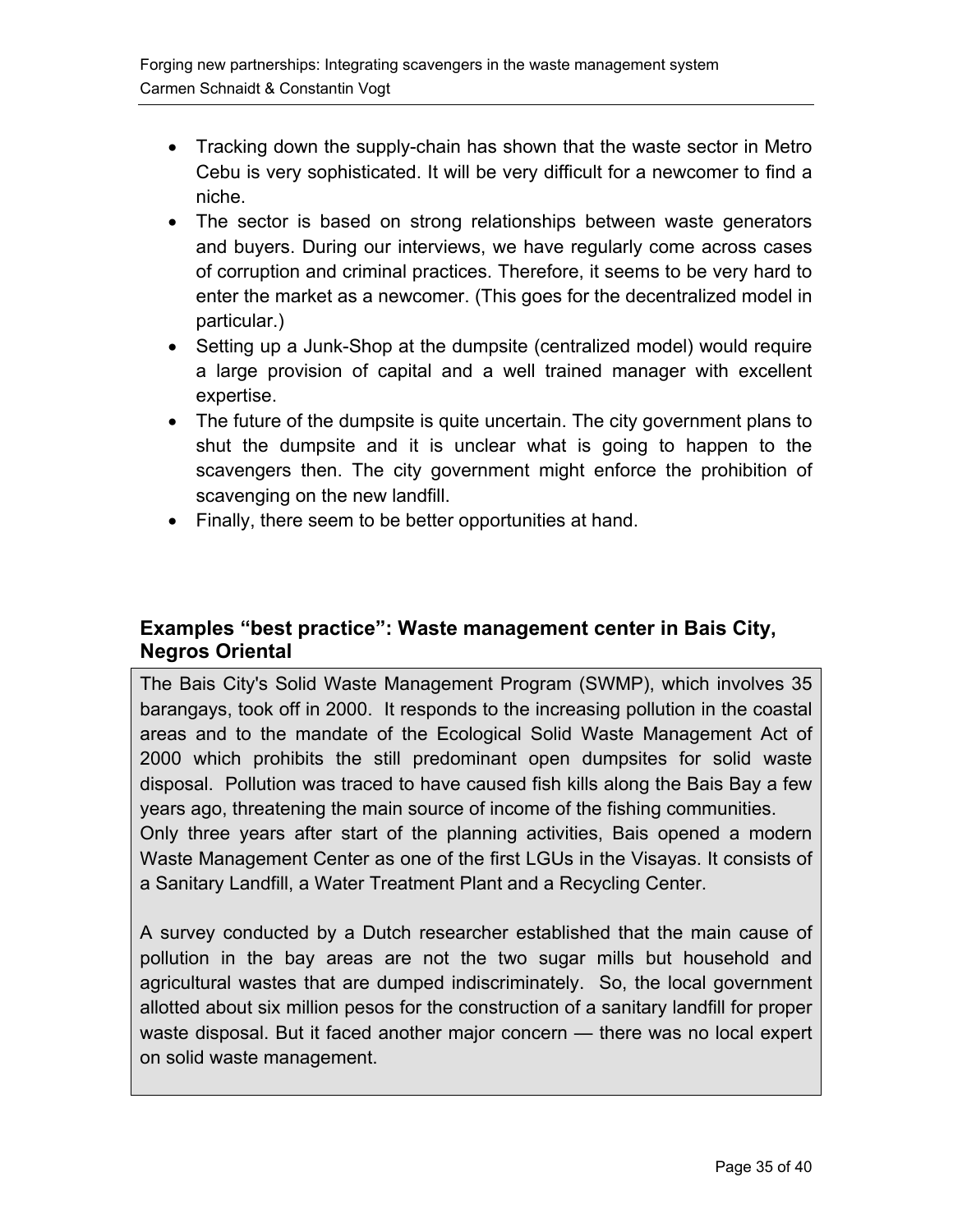- Tracking down the supply-chain has shown that the waste sector in Metro Cebu is very sophisticated. It will be very difficult for a newcomer to find a niche.
- The sector is based on strong relationships between waste generators and buyers. During our interviews, we have regularly come across cases of corruption and criminal practices. Therefore, it seems to be very hard to enter the market as a newcomer. (This goes for the decentralized model in particular.)
- Setting up a Junk-Shop at the dumpsite (centralized model) would require a large provision of capital and a well trained manager with excellent expertise.
- The future of the dumpsite is quite uncertain. The city government plans to shut the dumpsite and it is unclear what is going to happen to the scavengers then. The city government might enforce the prohibition of scavenging on the new landfill.
- Finally, there seem to be better opportunities at hand.

### Examples "best practice": Waste management center in Bais City, Negros Oriental

The Bais City's Solid Waste Management Program (SWMP), which involves 35 barangays, took off in 2000. It responds to the increasing pollution in the coastal areas and to the mandate of the Ecological Solid Waste Management Act of 2000 which prohibits the still predominant open dumpsites for solid waste disposal. Pollution was traced to have caused fish kills along the Bais Bay a few years ago, threatening the main source of income of the fishing communities.
Only three years after start of the planning activities, Bais opened a modern Waste Management Center as one of the first LGUs in the Visayas. It consists of a Sanitary Landfill, a Water Treatment Plant and a Recycling Center.

A survey conducted by a Dutch researcher established that the main cause of pollution in the bay areas are not the two sugar mills but household and agricultural wastes that are dumped indiscriminately. So, the local government allotted about six million pesos for the construction of a sanitary landfill for proper waste disposal. But it faced another major concern — there was no local expert on solid waste management.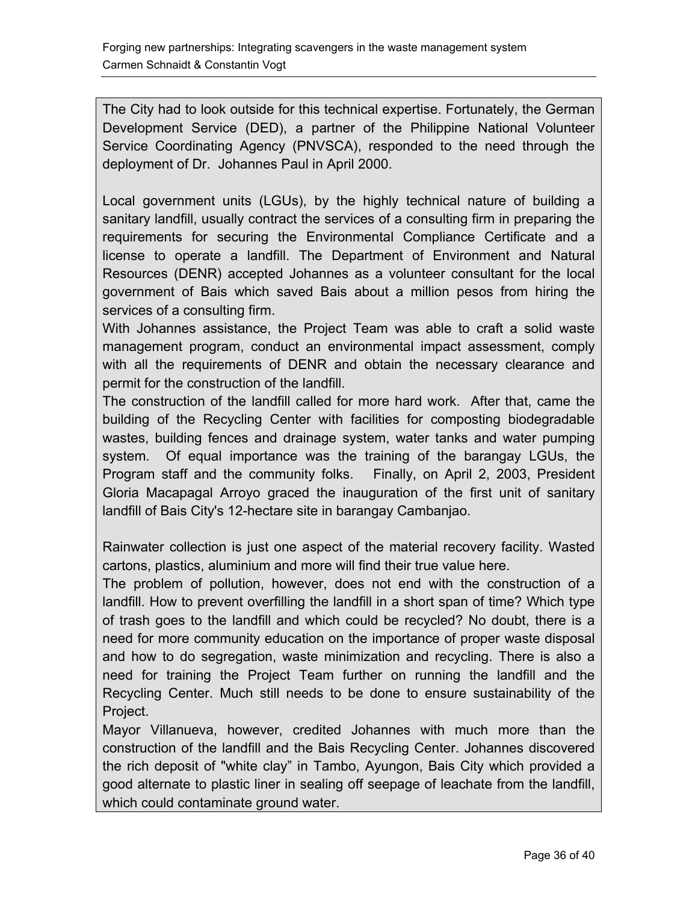The City had to look outside for this technical expertise. Fortunately, the German Development Service (DED), a partner of the Philippine National Volunteer Service Coordinating Agency (PNVSCA), responded to the need through the deployment of Dr. Johannes Paul in April 2000.

Local government units (LGUs), by the highly technical nature of building a sanitary landfill, usually contract the services of a consulting firm in preparing the requirements for securing the Environmental Compliance Certificate and a license to operate a landfill. The Department of Environment and Natural Resources (DENR) accepted Johannes as a volunteer consultant for the local government of Bais which saved Bais about a million pesos from hiring the services of a consulting firm.

With Johannes assistance, the Project Team was able to craft a solid waste management program, conduct an environmental impact assessment, comply with all the requirements of DENR and obtain the necessary clearance and permit for the construction of the landfill.

The construction of the landfill called for more hard work. After that, came the building of the Recycling Center with facilities for composting biodegradable wastes, building fences and drainage system, water tanks and water pumping system. Of equal importance was the training of the barangay LGUs, the Program staff and the community folks. Finally, on April 2, 2003, President Gloria Macapagal Arroyo graced the inauguration of the first unit of sanitary landfill of Bais City's 12-hectare site in barangay Cambanjao.

Rainwater collection is just one aspect of the material recovery facility. Wasted cartons, plastics, aluminium and more will find their true value here.

The problem of pollution, however, does not end with the construction of a landfill. How to prevent overfilling the landfill in a short span of time? Which type of trash goes to the landfill and which could be recycled? No doubt, there is a need for more community education on the importance of proper waste disposal and how to do segregation, waste minimization and recycling. There is also a need for training the Project Team further on running the landfill and the Recycling Center. Much still needs to be done to ensure sustainability of the Project.

Mayor Villanueva, however, credited Johannes with much more than the construction of the landfill and the Bais Recycling Center. Johannes discovered the rich deposit of "white clay" in Tambo, Ayungon, Bais City which provided a good alternate to plastic liner in sealing off seepage of leachate from the landfill, which could contaminate ground water.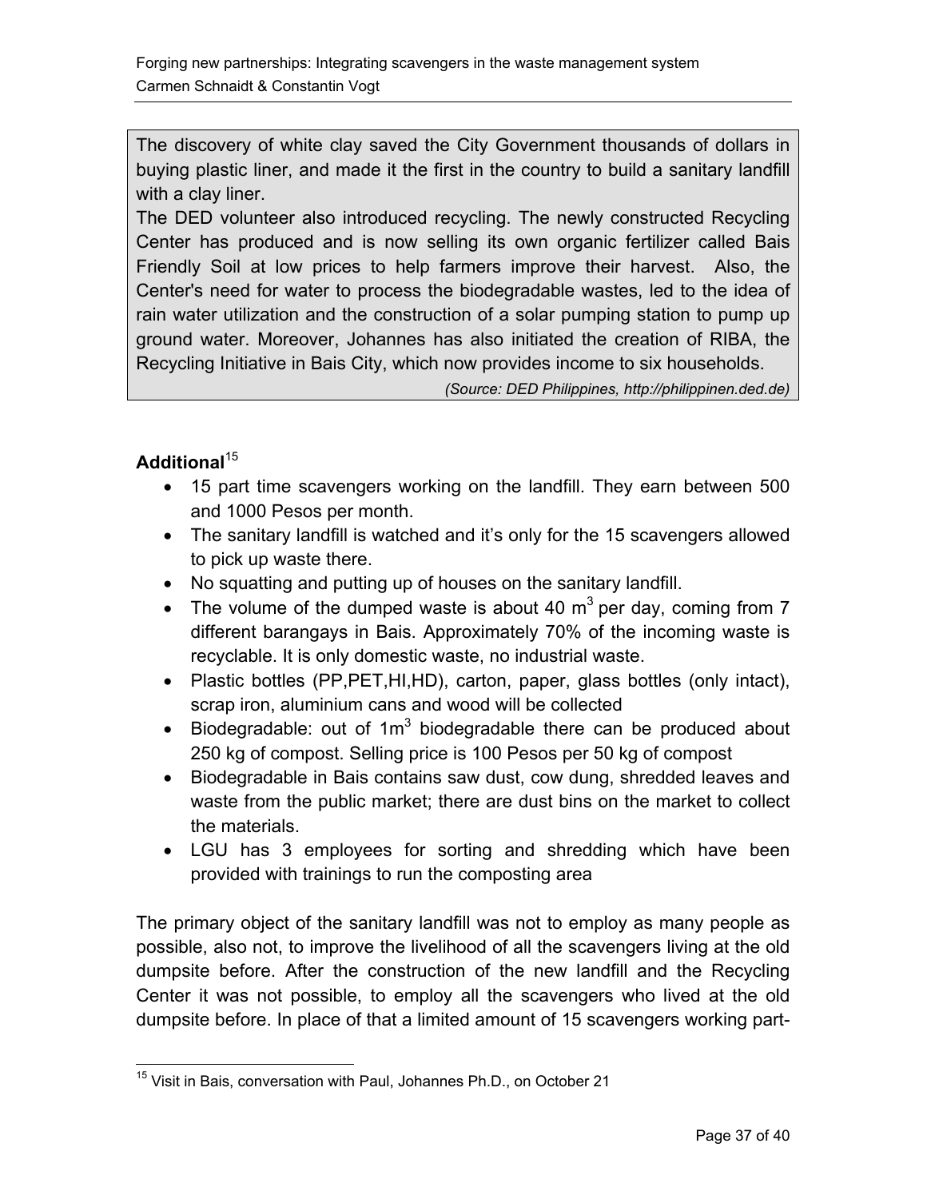The discovery of white clay saved the City Government thousands of dollars in buying plastic liner, and made it the first in the country to build a sanitary landfill with a clay liner.

The DED volunteer also introduced recycling. The newly constructed Recycling Center has produced and is now selling its own organic fertilizer called Bais Friendly Soil at low prices to help farmers improve their harvest. Also, the Center's need for water to process the biodegradable wastes, led to the idea of rain water utilization and the construction of a solar pumping station to pump up ground water. Moreover, Johannes has also initiated the creation of RIBA, the Recycling Initiative in Bais City, which now provides income to six households.

*(Source: DED Philippines, http://philippinen.ded.de)*

**Additional**[15]

- 15 part time scavengers working on the landfill. They earn between 500 and 1000 Pesos per month.
- The sanitary landfill is watched and it's only for the 15 scavengers allowed to pick up waste there.
- No squatting and putting up of houses on the sanitary landfill.
- The volume of the dumped waste is about 40 $m^3$ per day, coming from 7 different barangays in Bais. Approximately 70% of the incoming waste is recyclable. It is only domestic waste, no industrial waste.
- Plastic bottles (PP,PET,HI,HD), carton, paper, glass bottles (only intact), scrap iron, aluminium cans and wood will be collected
- Biodegradable: out of $1m^3$ biodegradable there can be produced about 250 kg of compost. Selling price is 100 Pesos per 50 kg of compost
- Biodegradable in Bais contains saw dust, cow dung, shredded leaves and waste from the public market; there are dust bins on the market to collect the materials.
- LGU has 3 employees for sorting and shredding which have been provided with trainings to run the composting area

The primary object of the sanitary landfill was not to employ as many people as possible, also not, to improve the livelihood of all the scavengers living at the old dumpsite before. After the construction of the new landfill and the Recycling Center it was not possible, to employ all the scavengers who lived at the old dumpsite before. In place of that a limited amount of 15 scavengers working part-

[15] Visit in Bais, conversation with Paul, Johannes Ph.D., on October 21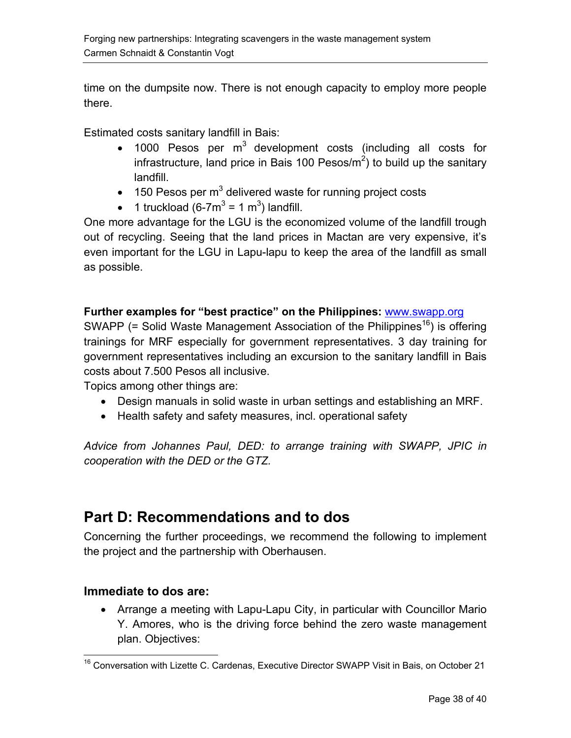time on the dumpsite now. There is not enough capacity to employ more people there.

Estimated costs sanitary landfill in Bais:

- 1000 Pesos per $m^3$ development costs (including all costs for infrastructure, land price in Bais 100 Pesos/$m^2$) to build up the sanitary landfill.
- 150 Pesos per $m^3$ delivered waste for running project costs
- 1 truckload (6-7$m^3$ = 1 $m^3$) landfill.

One more advantage for the LGU is the economized volume of the landfill trough out of recycling. Seeing that the land prices in Mactan are very expensive, it's even important for the LGU in Lapu-lapu to keep the area of the landfill as small as possible.

**Further examples for "best practice" on the Philippines:** www.swapp.org

SWAPP (= Solid Waste Management Association of the Philippines[16]) is offering trainings for MRF especially for government representatives. 3 day training for government representatives including an excursion to the sanitary landfill in Bais costs about 7.500 Pesos all inclusive.

Topics among other things are:

- Design manuals in solid waste in urban settings and establishing an MRF.
- Health safety and safety measures, incl. operational safety

*Advice from Johannes Paul, DED: to arrange training with SWAPP, JPIC in cooperation with the DED or the GTZ.*

# Part D: Recommendations and to dos

Concerning the further proceedings, we recommend the following to implement the project and the partnership with Oberhausen.

### Immediate to dos are:

- Arrange a meeting with Lapu-Lapu City, in particular with Councillor Mario Y. Amores, who is the driving force behind the zero waste management plan. Objectives:

[16] Conversation with Lizette C. Cardenas, Executive Director SWAPP Visit in Bais, on October 21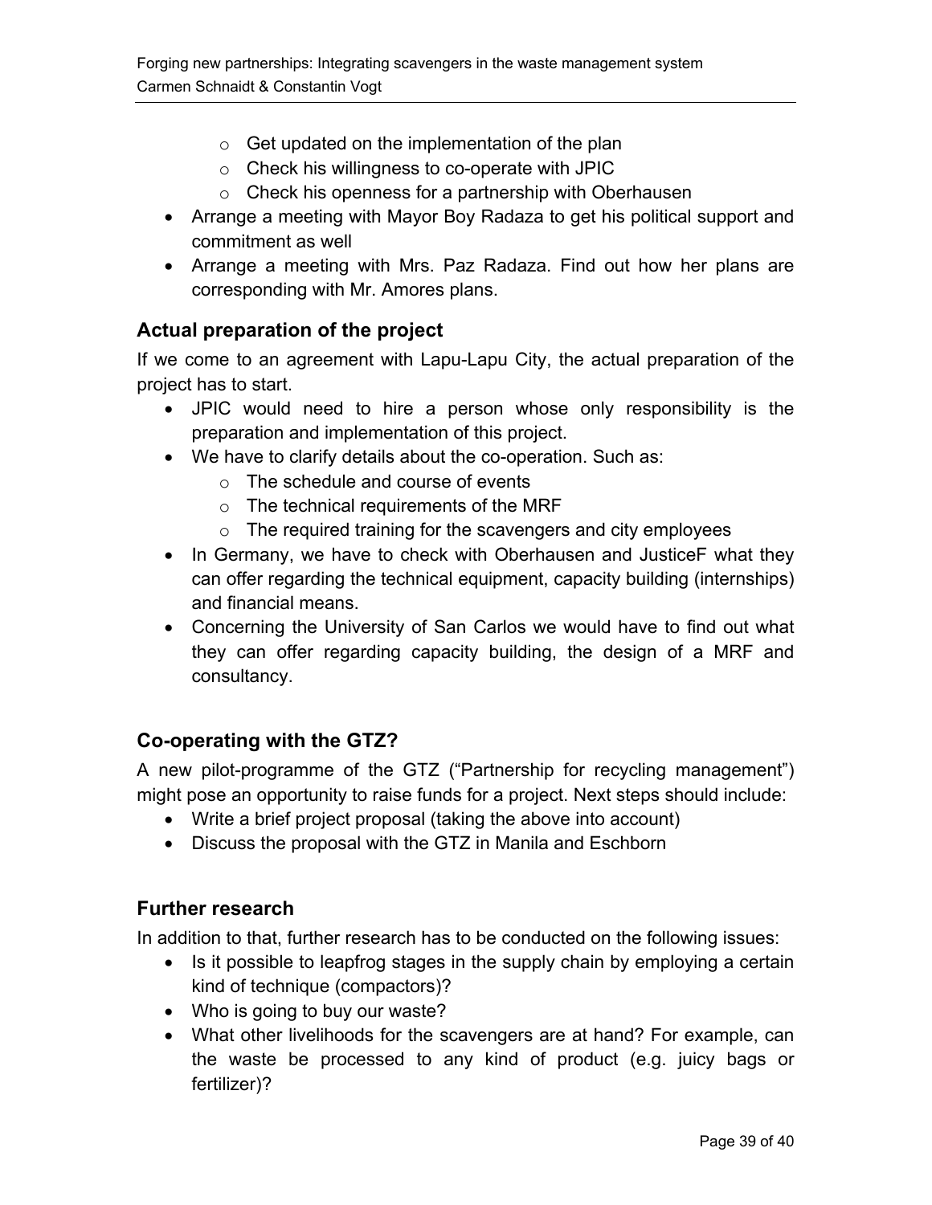- Get updated on the implementation of the plan
  - Check his willingness to co-operate with JPIC
  - Check his openness for a partnership with Oberhausen
- Arrange a meeting with Mayor Boy Radaza to get his political support and commitment as well
- Arrange a meeting with Mrs. Paz Radaza. Find out how her plans are corresponding with Mr. Amores plans.

### Actual preparation of the project

If we come to an agreement with Lapu-Lapu City, the actual preparation of the project has to start.

- JPIC would need to hire a person whose only responsibility is the preparation and implementation of this project.
- We have to clarify details about the co-operation. Such as:
  - The schedule and course of events
  - The technical requirements of the MRF
  - The required training for the scavengers and city employees
- In Germany, we have to check with Oberhausen and JusticeF what they can offer regarding the technical equipment, capacity building (internships) and financial means.
- Concerning the University of San Carlos we would have to find out what they can offer regarding capacity building, the design of a MRF and consultancy.

### Co-operating with the GTZ?

A new pilot-programme of the GTZ ("Partnership for recycling management") might pose an opportunity to raise funds for a project. Next steps should include:

- Write a brief project proposal (taking the above into account)
- Discuss the proposal with the GTZ in Manila and Eschborn

### Further research

In addition to that, further research has to be conducted on the following issues:

- Is it possible to leapfrog stages in the supply chain by employing a certain kind of technique (compactors)?
- Who is going to buy our waste?
- What other livelihoods for the scavengers are at hand? For example, can the waste be processed to any kind of product (e.g. juicy bags or fertilizer)?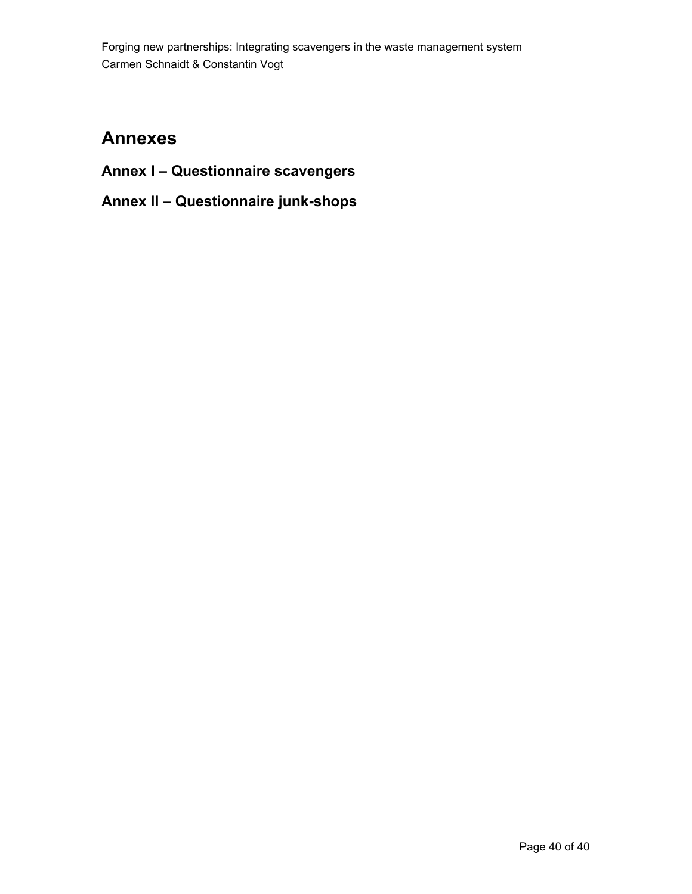# Annexes

## Annex I – Questionnaire scavengers

## Annex II – Questionnaire junk-shops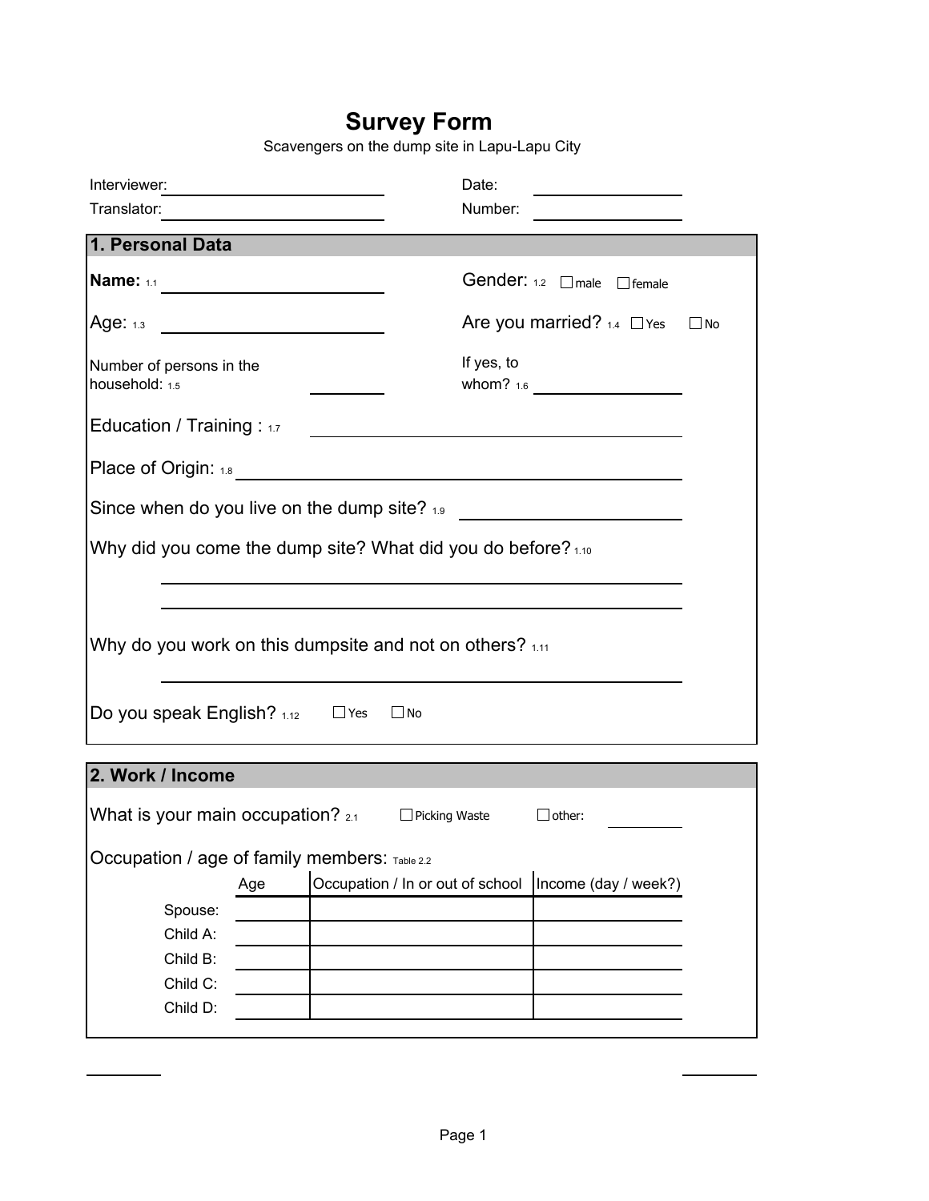# Survey Form

Scavengers on the dump site in Lapu-Lapu City

Interviewer: ______________________ Date: ______________

Translator: ______________________ Number: ______________

## 1. Personal Data

**Name:** 1.1 ______________________

Gender: 1.2 ☐ male ☐ female

Age: 1.3 ______________________

Are you married? 1.4 ☐ Yes ☐ No

Number of persons in the household: 1.5 __________

If yes, to whom? 1.6 ______________

Education / Training : 1.7 ______________________________

Place of Origin: 1.8 ______________________________

Since when do you live on the dump site? 1.9 ______________________

Why did you come the dump site? What did you do before? 1.10

______________________________________________

______________________________________________

Why do you work on this dumpsite and not on others? 1.11

______________________________________________

Do you speak English? 1.12 ☐ Yes ☐ No

## 2. Work / Income

What is your main occupation? 2.1 ☐ Picking Waste ☐ other: __________

Occupation / age of family members: Table 2.2

| | Age | Occupation / In or out of school | Income (day / week?) |
|---|---|---|---|
| Spouse: | | | |
| Child A: | | | |
| Child B: | | | |
| Child C: | | | |
| Child D: | | | |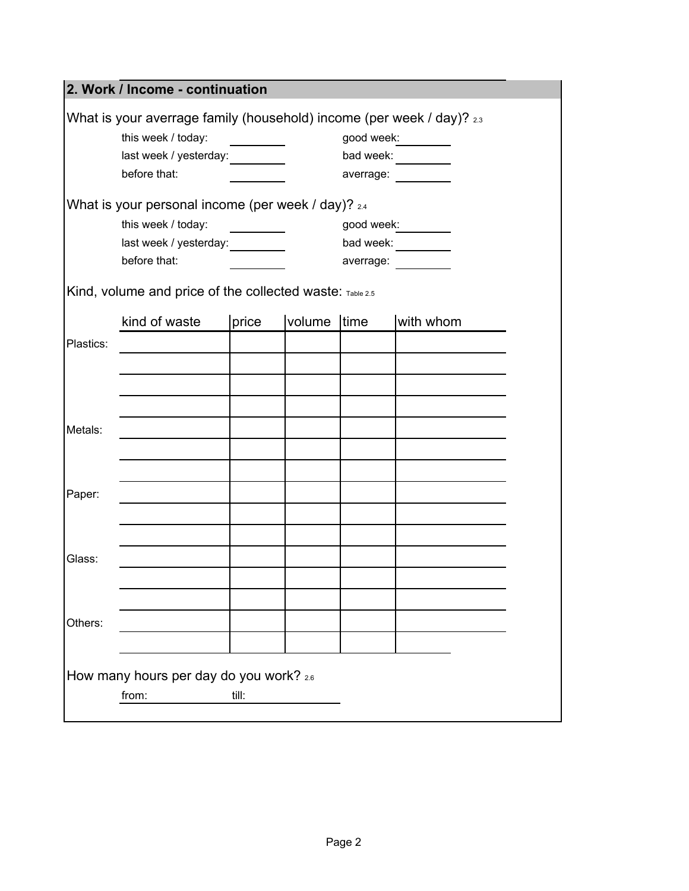## 2. Work / Income - continuation

What is your averrage family (household) income (per week / day)? 2.3

| | | | |
|---|---|---|---|
| this week / today: | | good week: | |
| last week / yesterday: | | bad week: | |
| before that: | | averrage: | |

What is your personal income (per week / day)? 2.4

| | | | |
|---|---|---|---|
| this week / today: | | good week: | |
| last week / yesterday: | | bad week: | |
| before that: | | averrage: | |

Kind, volume and price of the collected waste: Table 2.5

| | kind of waste | price | volume | time | with whom |
|---|---|---|---|---|---|
| Plastics: | | | | | |
| | | | | | |
| | | | | | |
| | | | | | |
| Metals: | | | | | |
| | | | | | |
| | | | | | |
| Paper: | | | | | |
| | | | | | |
| | | | | | |
| Glass: | | | | | |
| | | | | | |
| | | | | | |
| Others: | | | | | |
| | | | | | |

How many hours per day do you work? 2.6

from: till: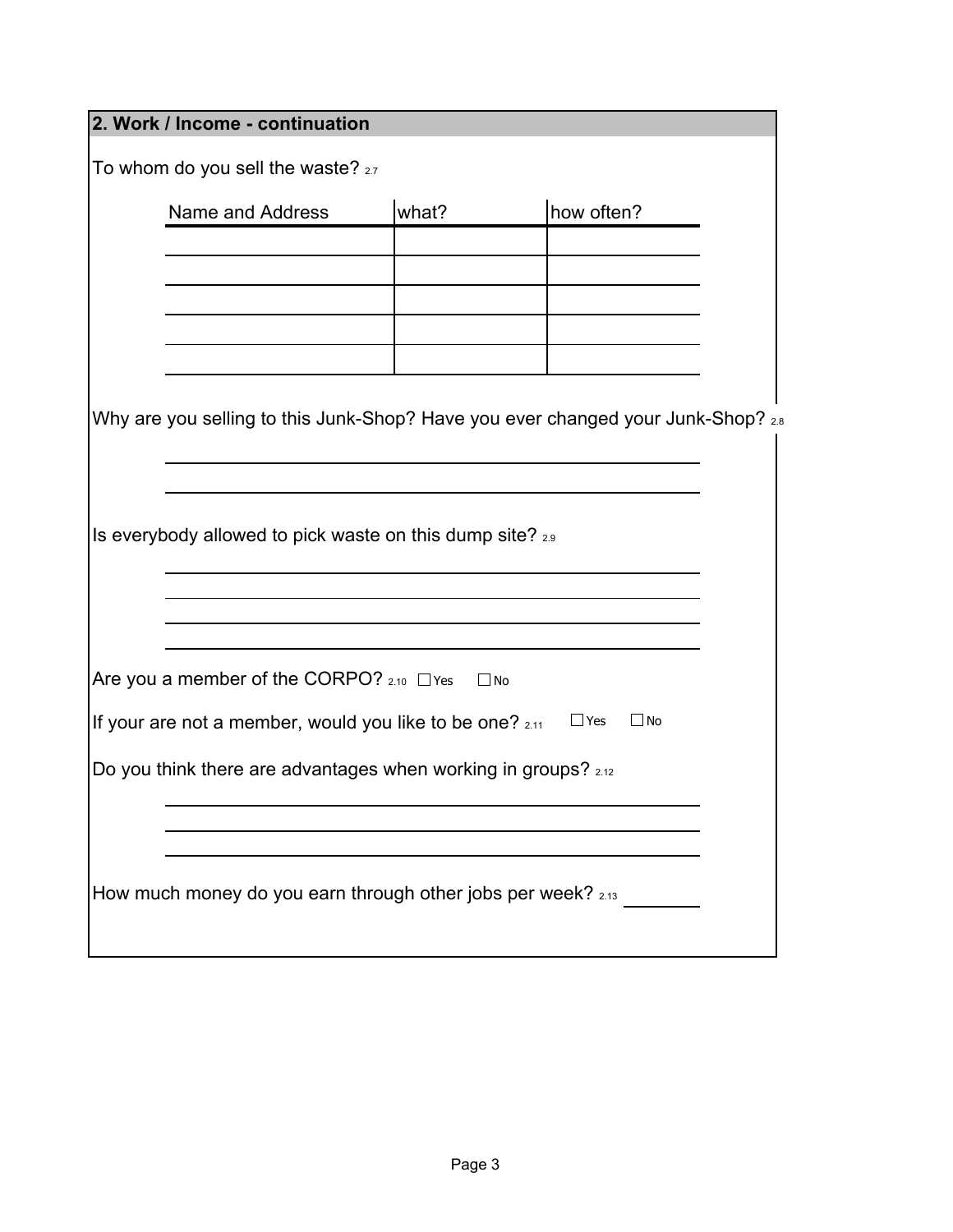## 2. Work / Income - continuation

To whom do you sell the waste? 2.7

| Name and Address | what? | how often? |
| --- | --- | --- |
| | | |
| | | |
| | | |
| | | |
| | | |

Why are you selling to this Junk-Shop? Have you ever changed your Junk-Shop? 2.8

\_\_\_\_\_\_\_\_\_\_\_\_\_\_\_\_\_\_\_\_\_\_\_\_\_\_\_\_\_\_\_\_\_\_\_\_\_\_\_\_

\_\_\_\_\_\_\_\_\_\_\_\_\_\_\_\_\_\_\_\_\_\_\_\_\_\_\_\_\_\_\_\_\_\_\_\_\_\_\_\_

Is everybody allowed to pick waste on this dump site? 2.9

\_\_\_\_\_\_\_\_\_\_\_\_\_\_\_\_\_\_\_\_\_\_\_\_\_\_\_\_\_\_\_\_\_\_\_\_\_\_\_\_

\_\_\_\_\_\_\_\_\_\_\_\_\_\_\_\_\_\_\_\_\_\_\_\_\_\_\_\_\_\_\_\_\_\_\_\_\_\_\_\_

\_\_\_\_\_\_\_\_\_\_\_\_\_\_\_\_\_\_\_\_\_\_\_\_\_\_\_\_\_\_\_\_\_\_\_\_\_\_\_\_

\_\_\_\_\_\_\_\_\_\_\_\_\_\_\_\_\_\_\_\_\_\_\_\_\_\_\_\_\_\_\_\_\_\_\_\_\_\_\_\_

Are you a member of the CORPO? 2.10 ☐ Yes ☐ No

If your are not a member, would you like to be one? 2.11 ☐ Yes ☐ No

Do you think there are advantages when working in groups? 2.12

\_\_\_\_\_\_\_\_\_\_\_\_\_\_\_\_\_\_\_\_\_\_\_\_\_\_\_\_\_\_\_\_\_\_\_\_\_\_\_\_

\_\_\_\_\_\_\_\_\_\_\_\_\_\_\_\_\_\_\_\_\_\_\_\_\_\_\_\_\_\_\_\_\_\_\_\_\_\_\_\_

\_\_\_\_\_\_\_\_\_\_\_\_\_\_\_\_\_\_\_\_\_\_\_\_\_\_\_\_\_\_\_\_\_\_\_\_\_\_\_\_

How much money do you earn through other jobs per week? 2.13 \_\_\_\_\_\_\_\_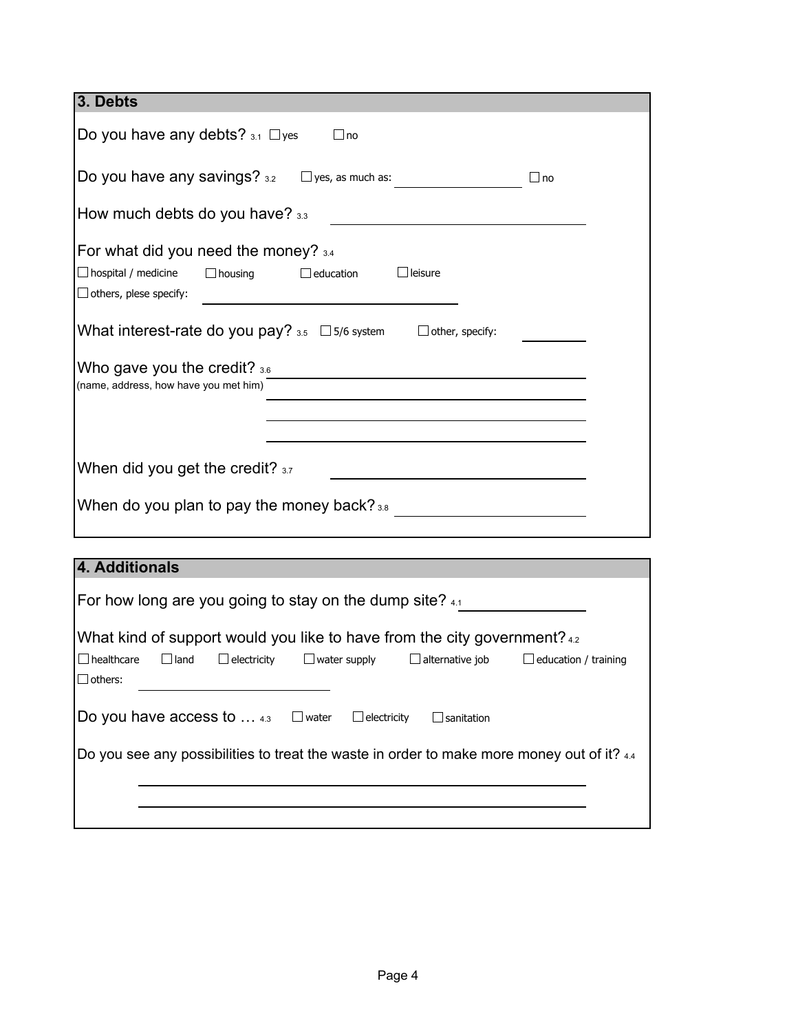## 3. Debts

Do you have any debts? 3.1 ☐ yes ☐ no

Do you have any savings? 3.2 ☐ yes, as much as: \_\_\_\_\_\_\_\_\_\_\_\_ ☐ no

How much debts do you have? 3.3 \_\_\_\_\_\_\_\_\_\_\_\_\_\_\_\_\_\_\_\_

For what did you need the money? 3.4

☐ hospital / medicine ☐ housing ☐ education ☐ leisure

☐ others, plese specify: \_\_\_\_\_\_\_\_\_\_\_\_\_\_\_\_\_\_\_\_

What interest-rate do you pay? 3.5 ☐ 5/6 system ☐ other, specify: \_\_\_\_\_\_\_\_

Who gave you the credit? 3.6 \_\_\_\_\_\_\_\_\_\_\_\_\_\_\_\_\_\_\_\_

(name, address, how have you met him) \_\_\_\_\_\_\_\_\_\_\_\_\_\_\_\_\_\_\_\_

\_\_\_\_\_\_\_\_\_\_\_\_\_\_\_\_\_\_\_\_

\_\_\_\_\_\_\_\_\_\_\_\_\_\_\_\_\_\_\_\_

When did you get the credit? 3.7 \_\_\_\_\_\_\_\_\_\_\_\_\_\_\_\_\_\_\_\_

When do you plan to pay the money back? 3.8 \_\_\_\_\_\_\_\_\_\_\_\_\_\_\_\_\_\_\_\_

## 4. Additionals

For how long are you going to stay on the dump site? 4.1 \_\_\_\_\_\_\_\_\_\_\_\_

What kind of support would you like to have from the city government? 4.2

☐ healthcare ☐ land ☐ electricity ☐ water supply ☐ alternative job ☐ education / training

☐ others: \_\_\_\_\_\_\_\_\_\_\_\_\_\_\_\_\_\_\_\_

Do you have access to … 4.3 ☐ water ☐ electricity ☐ sanitation

Do you see any possibilities to treat the waste in order to make more money out of it? 4.4

\_\_\_\_\_\_\_\_\_\_\_\_\_\_\_\_\_\_\_\_\_\_\_\_\_\_\_\_\_\_\_\_\_\_\_\_\_\_\_\_

\_\_\_\_\_\_\_\_\_\_\_\_\_\_\_\_\_\_\_\_\_\_\_\_\_\_\_\_\_\_\_\_\_\_\_\_\_\_\_\_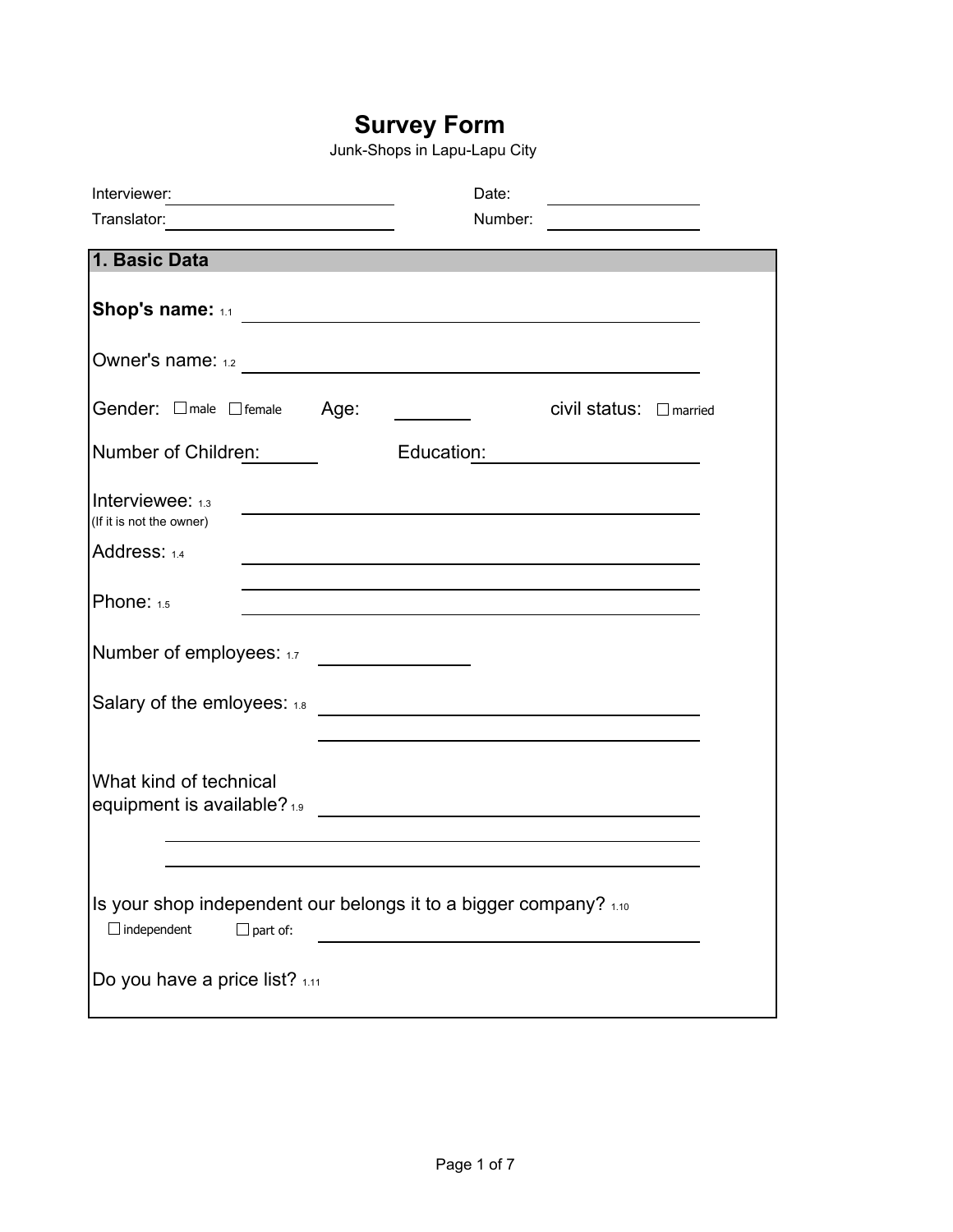# Survey Form

Junk-Shops in Lapu-Lapu City

Interviewer: ______________________ Date: ______________

Translator: ______________________ Number: ______________

## 1. Basic Data

**Shop's name:** 1.1 ____________________________________________

Owner's name: 1.2 ____________________________________________

Gender: ☐ male ☐ female Age: ________ civil status: ☐ married

Number of Children: ________ Education: ______________________

Interviewee: 1.3 ____________________________________________
(If it is not the owner)

Address: 1.4 ____________________________________________

____________________________________________

Phone: 1.5 ____________________________________________

Number of employees: 1.7 ______________

Salary of the emloyees: 1.8 ____________________________________________

____________________________________________

What kind of technical equipment is available? 1.9 ____________________________________________

____________________________________________

____________________________________________

Is your shop independent our belongs it to a bigger company? 1.10

☐ independent ☐ part of: ______________________________

Do you have a price list? 1.11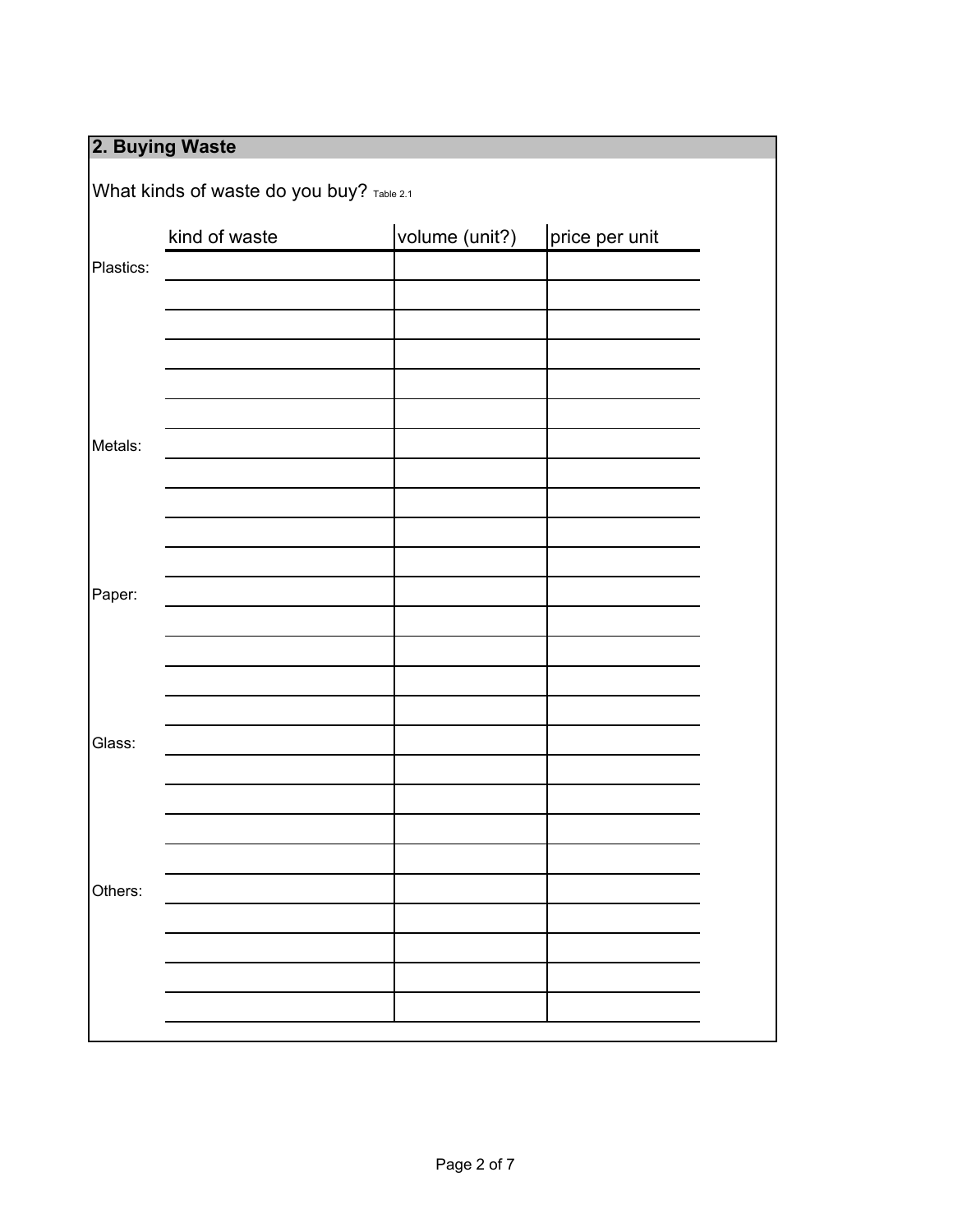## 2. Buying Waste

What kinds of waste do you buy? Table 2.1

| | kind of waste | volume (unit?) | price per unit |
|---|---|---|---|
| Plastics: | | | |
| | | | |
| | | | |
| | | | |
| | | | |
| | | | |
| Metals: | | | |
| | | | |
| | | | |
| | | | |
| | | | |
| Paper: | | | |
| | | | |
| | | | |
| | | | |
| | | | |
| Glass: | | | |
| | | | |
| | | | |
| | | | |
| | | | |
| Others: | | | |
| | | | |
| | | | |
| | | | |
| | | | |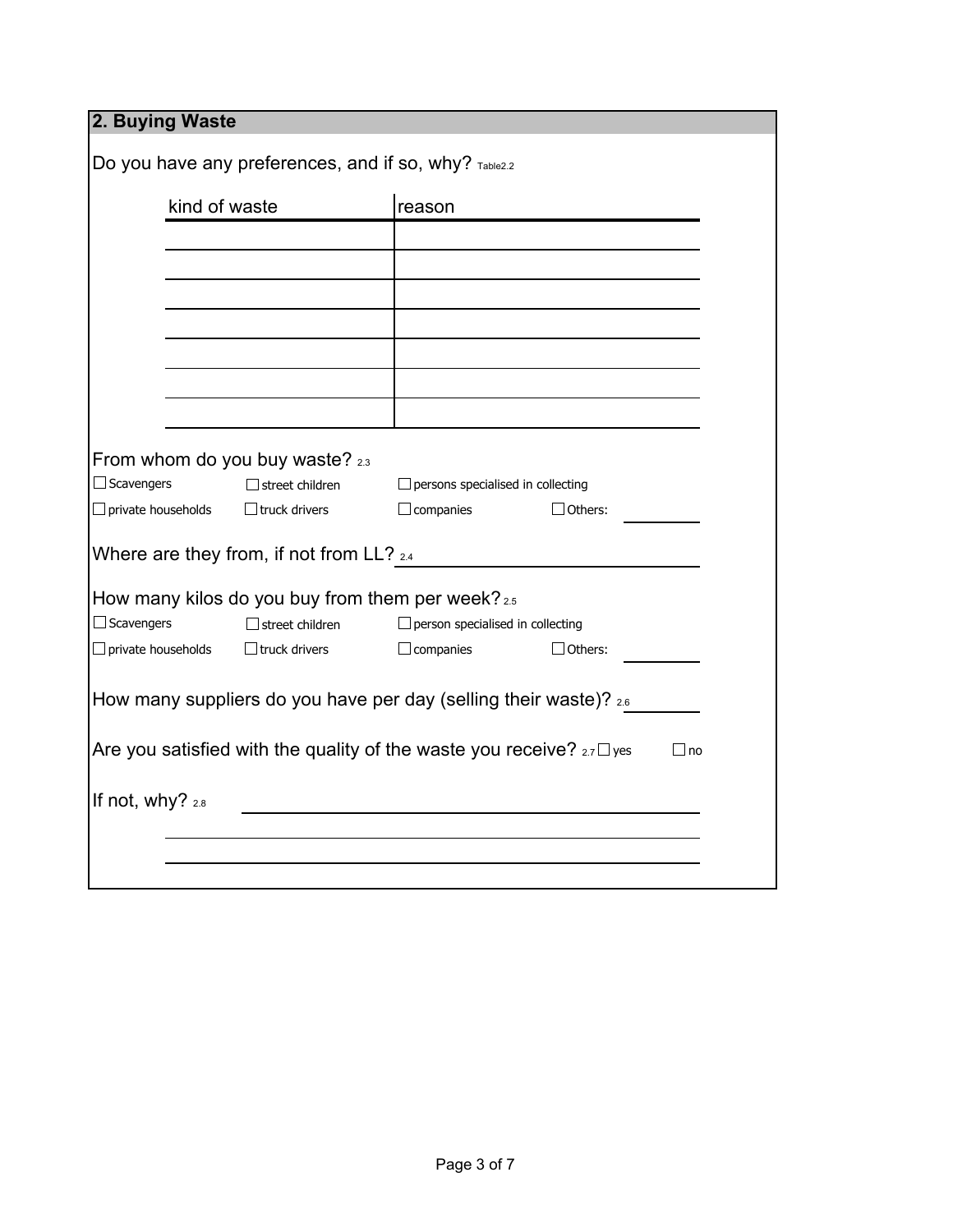## 2. Buying Waste

Do you have any preferences, and if so, why? Table2.2

| kind of waste | reason |
|---|---|
| | |
| | |
| | |
| | |
| | |
| | |
| | |

From whom do you buy waste? 2.3

☐ Scavengers ☐ street children ☐ persons specialised in collecting
☐ private households ☐ truck drivers ☐ companies ☐ Others: ________

Where are they from, if not from LL? 2.4 ________________________

How many kilos do you buy from them per week? 2.5

☐ Scavengers ☐ street children ☐ person specialised in collecting
☐ private households ☐ truck drivers ☐ companies ☐ Others: ________

How many suppliers do you have per day (selling their waste)? 2.6 ________

Are you satisfied with the quality of the waste you receive? 2.7 ☐ yes ☐ no

If not, why? 2.8 ________________________________________

________________________________________

________________________________________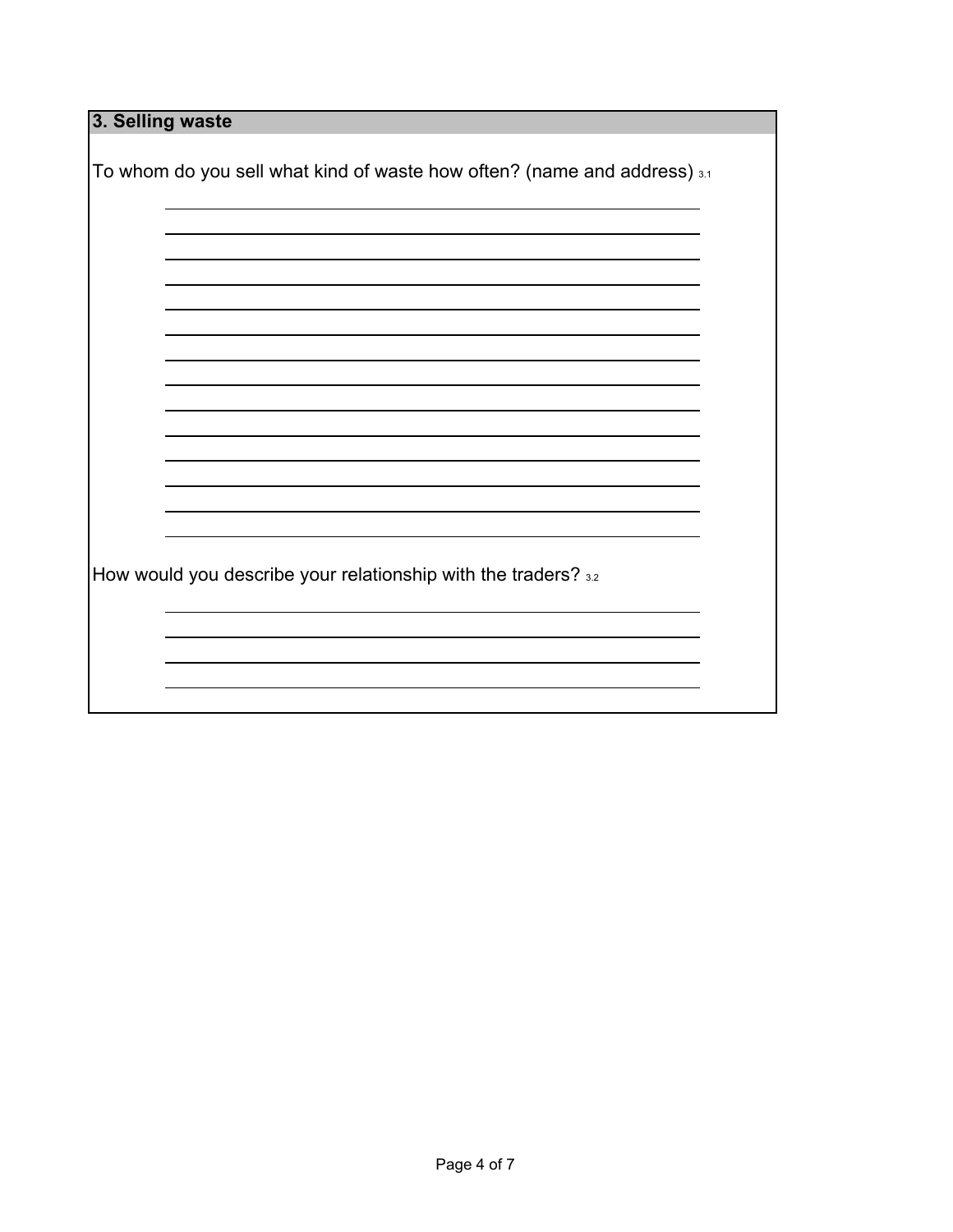## 3. Selling waste

To whom do you sell what kind of waste how often? (name and address) 3.1

How would you describe your relationship with the traders? 3.2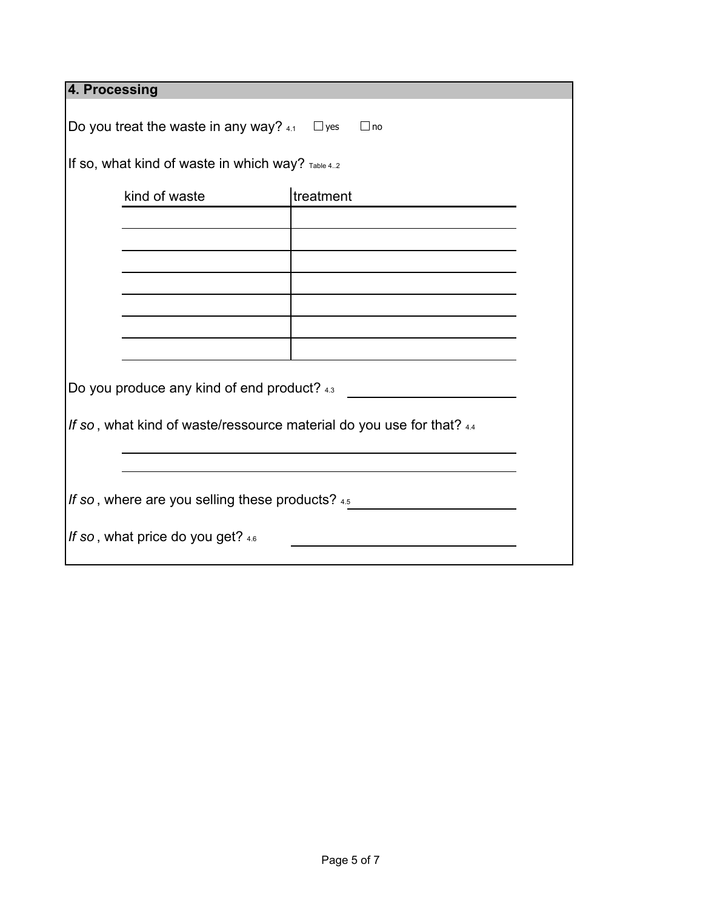## 4. Processing

Do you treat the waste in any way? 4.1 ☐ yes ☐ no

If so, what kind of waste in which way? Table 4..2

| kind of waste | treatment |
|---|---|
| | |
| | |
| | |
| | |
| | |
| | |
| | |

Do you produce any kind of end product? 4.3 ____________________

*If so*, what kind of waste/ressource material do you use for that? 4.4

____________________________________________

____________________________________________

*If so*, where are you selling these products? 4.5 ____________________

*If so*, what price do you get? 4.6 ____________________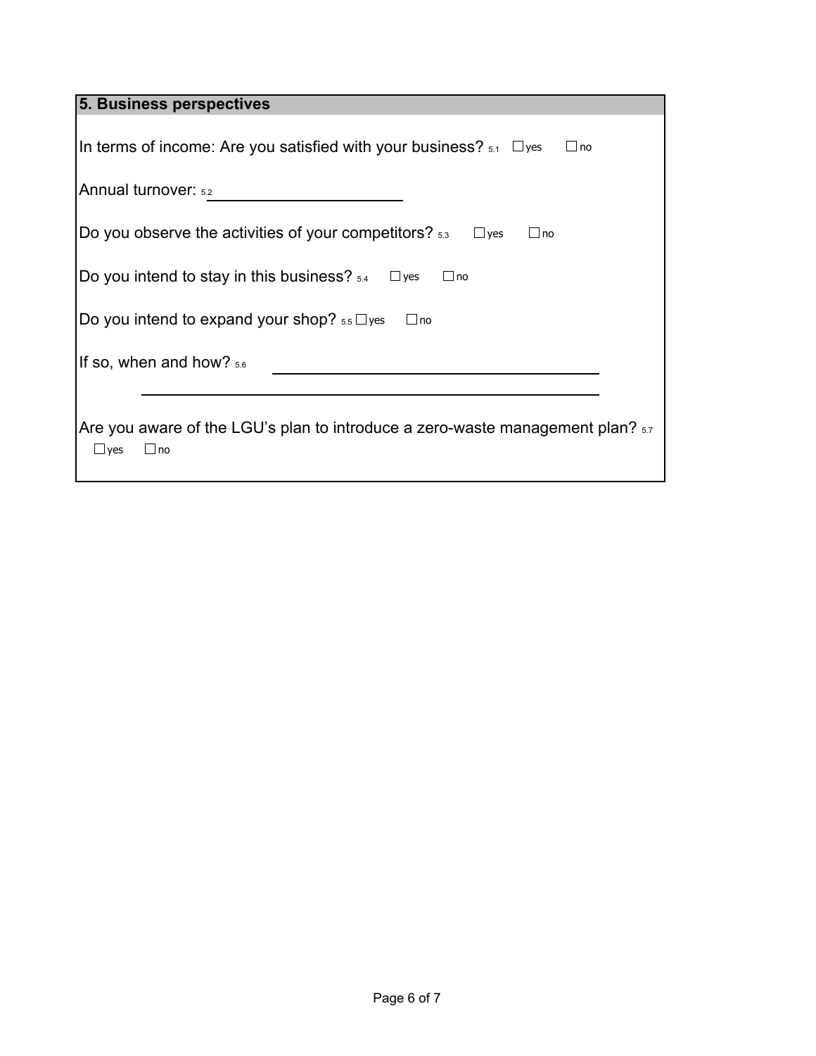## 5. Business perspectives

In terms of income: Are you satisfied with your business? 5.1 ☐ yes ☐ no

Annual turnover: 5.2 ______________________

Do you observe the activities of your competitors? 5.3 ☐ yes ☐ no

Do you intend to stay in this business? 5.4 ☐ yes ☐ no

Do you intend to expand your shop? 5.5 ☐ yes ☐ no

If so, when and how? 5.6 ______________________________________

______________________________________________________

Are you aware of the LGU's plan to introduce a zero-waste management plan? 5.7 ☐ yes ☐ no